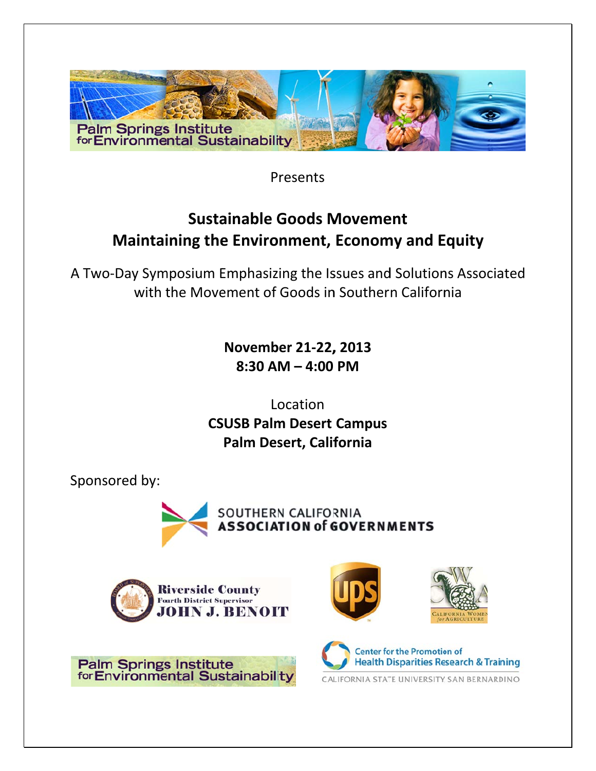Palm Springs Institute for Environmental Sustainability

Presents

# Sustainable Goods Movement
# Maintaining the Environment, Economy and Equity

A Two-Day Symposium Emphasizing the Issues and Solutions Associated with the Movement of Goods in Southern California

**November 21-22, 2013**
**8:30 AM – 4:00 PM**

Location
**CSUSB Palm Desert Campus**
**Palm Desert, California**

Sponsored by:

SOUTHERN CALIFORNIA ASSOCIATION of GOVERNMENTS

Riverside County Fourth District Supervisor JOHN J. BENOIT

UPS

California Women for Agriculture

Palm Springs Institute for Environmental Sustainability

Center for the Promotion of Health Disparities Research & Training
CALIFORNIA STATE UNIVERSITY SAN BERNARDINO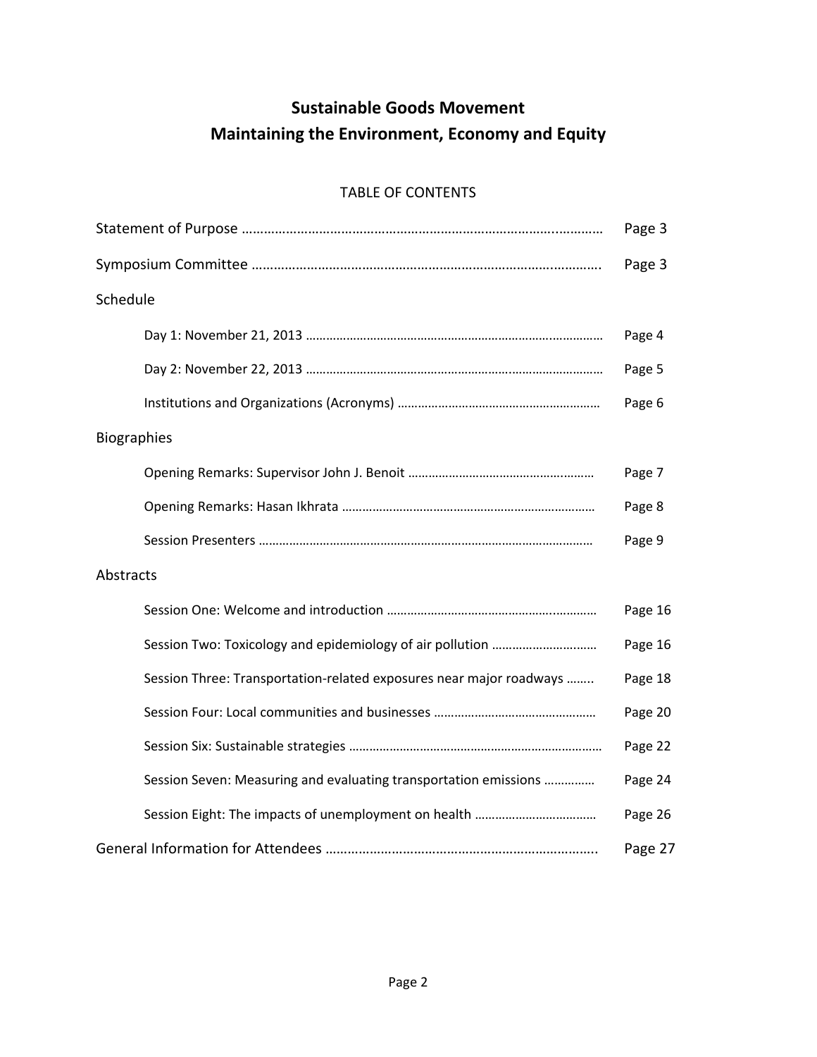# Sustainable Goods Movement
# Maintaining the Environment, Economy and Equity

## TABLE OF CONTENTS

| | |
|---|---|
| Statement of Purpose | Page 3 |
| Symposium Committee | Page 3 |
| **Schedule** | |
| Day 1: November 21, 2013 | Page 4 |
| Day 2: November 22, 2013 | Page 5 |
| Institutions and Organizations (Acronyms) | Page 6 |
| **Biographies** | |
| Opening Remarks: Supervisor John J. Benoit | Page 7 |
| Opening Remarks: Hasan Ikhrata | Page 8 |
| Session Presenters | Page 9 |
| **Abstracts** | |
| Session One: Welcome and introduction | Page 16 |
| Session Two: Toxicology and epidemiology of air pollution | Page 16 |
| Session Three: Transportation-related exposures near major roadways | Page 18 |
| Session Four: Local communities and businesses | Page 20 |
| Session Six: Sustainable strategies | Page 22 |
| Session Seven: Measuring and evaluating transportation emissions | Page 24 |
| Session Eight: The impacts of unemployment on health | Page 26 |
| General Information for Attendees | Page 27 |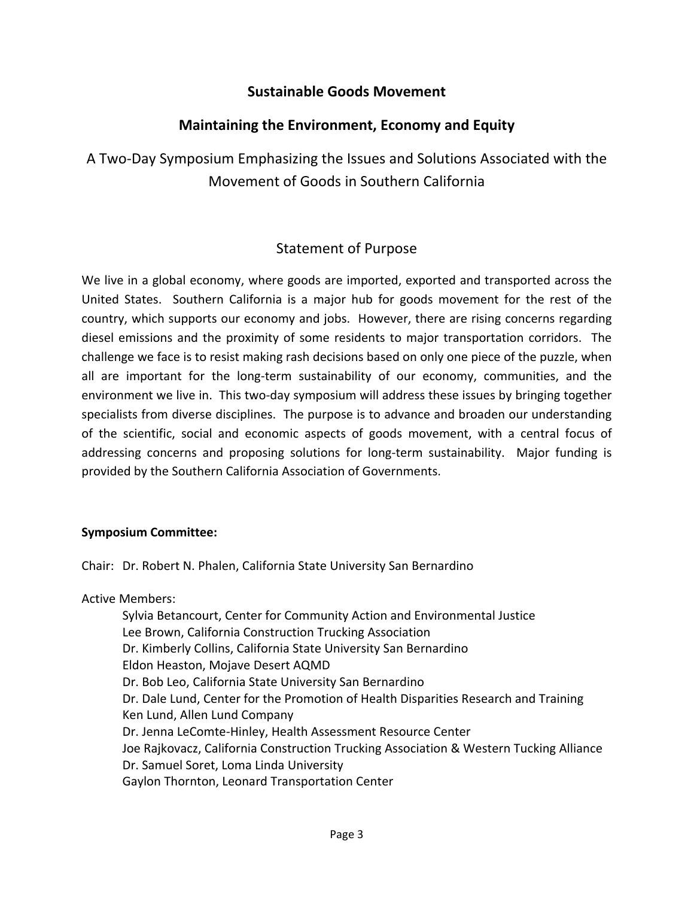# Sustainable Goods Movement

## Maintaining the Environment, Economy and Equity

A Two-Day Symposium Emphasizing the Issues and Solutions Associated with the Movement of Goods in Southern California

## Statement of Purpose

We live in a global economy, where goods are imported, exported and transported across the United States. Southern California is a major hub for goods movement for the rest of the country, which supports our economy and jobs. However, there are rising concerns regarding diesel emissions and the proximity of some residents to major transportation corridors. The challenge we face is to resist making rash decisions based on only one piece of the puzzle, when all are important for the long-term sustainability of our economy, communities, and the environment we live in. This two-day symposium will address these issues by bringing together specialists from diverse disciplines. The purpose is to advance and broaden our understanding of the scientific, social and economic aspects of goods movement, with a central focus of addressing concerns and proposing solutions for long-term sustainability. Major funding is provided by the Southern California Association of Governments.

**Symposium Committee:**

Chair: Dr. Robert N. Phalen, California State University San Bernardino

Active Members:

- Sylvia Betancourt, Center for Community Action and Environmental Justice
- Lee Brown, California Construction Trucking Association
- Dr. Kimberly Collins, California State University San Bernardino
- Eldon Heaston, Mojave Desert AQMD
- Dr. Bob Leo, California State University San Bernardino
- Dr. Dale Lund, Center for the Promotion of Health Disparities Research and Training
- Ken Lund, Allen Lund Company
- Dr. Jenna LeComte-Hinley, Health Assessment Resource Center
- Joe Rajkovacz, California Construction Trucking Association & Western Tucking Alliance
- Dr. Samuel Soret, Loma Linda University
- Gaylon Thornton, Leonard Transportation Center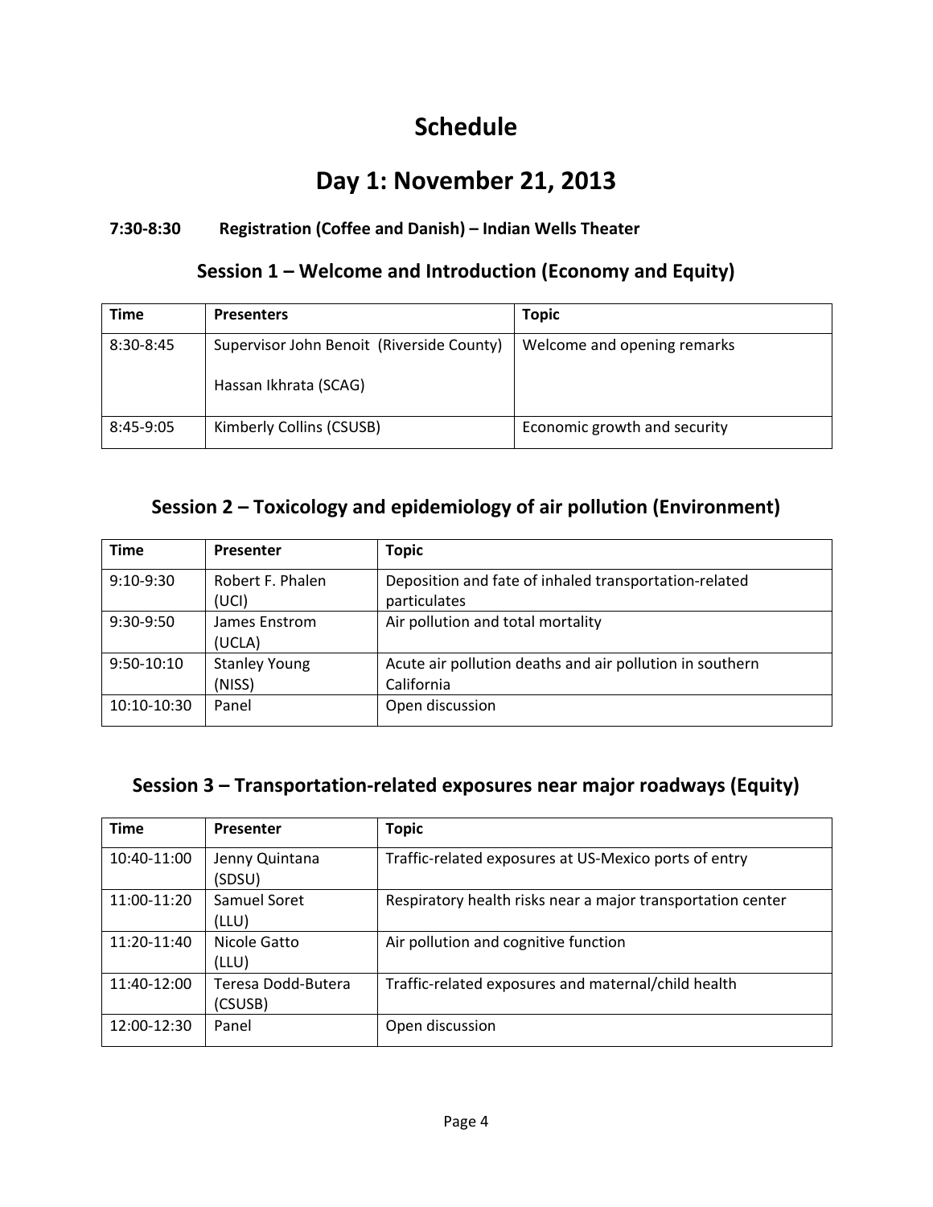# Schedule

# Day 1: November 21, 2013

**7:30-8:30 Registration (Coffee and Danish) – Indian Wells Theater**

## Session 1 – Welcome and Introduction (Economy and Equity)

| Time | Presenters | Topic |
| --- | --- | --- |
| 8:30-8:45 | Supervisor John Benoit (Riverside County)<br><br>Hassan Ikhrata (SCAG) | Welcome and opening remarks |
| 8:45-9:05 | Kimberly Collins (CSUSB) | Economic growth and security |

## Session 2 – Toxicology and epidemiology of air pollution (Environment)

| Time | Presenter | Topic |
| --- | --- | --- |
| 9:10-9:30 | Robert F. Phalen (UCI) | Deposition and fate of inhaled transportation-related particulates |
| 9:30-9:50 | James Enstrom (UCLA) | Air pollution and total mortality |
| 9:50-10:10 | Stanley Young (NISS) | Acute air pollution deaths and air pollution in southern California |
| 10:10-10:30 | Panel | Open discussion |

## Session 3 – Transportation-related exposures near major roadways (Equity)

| Time | Presenter | Topic |
| --- | --- | --- |
| 10:40-11:00 | Jenny Quintana (SDSU) | Traffic-related exposures at US-Mexico ports of entry |
| 11:00-11:20 | Samuel Soret (LLU) | Respiratory health risks near a major transportation center |
| 11:20-11:40 | Nicole Gatto (LLU) | Air pollution and cognitive function |
| 11:40-12:00 | Teresa Dodd-Butera (CSUSB) | Traffic-related exposures and maternal/child health |
| 12:00-12:30 | Panel | Open discussion |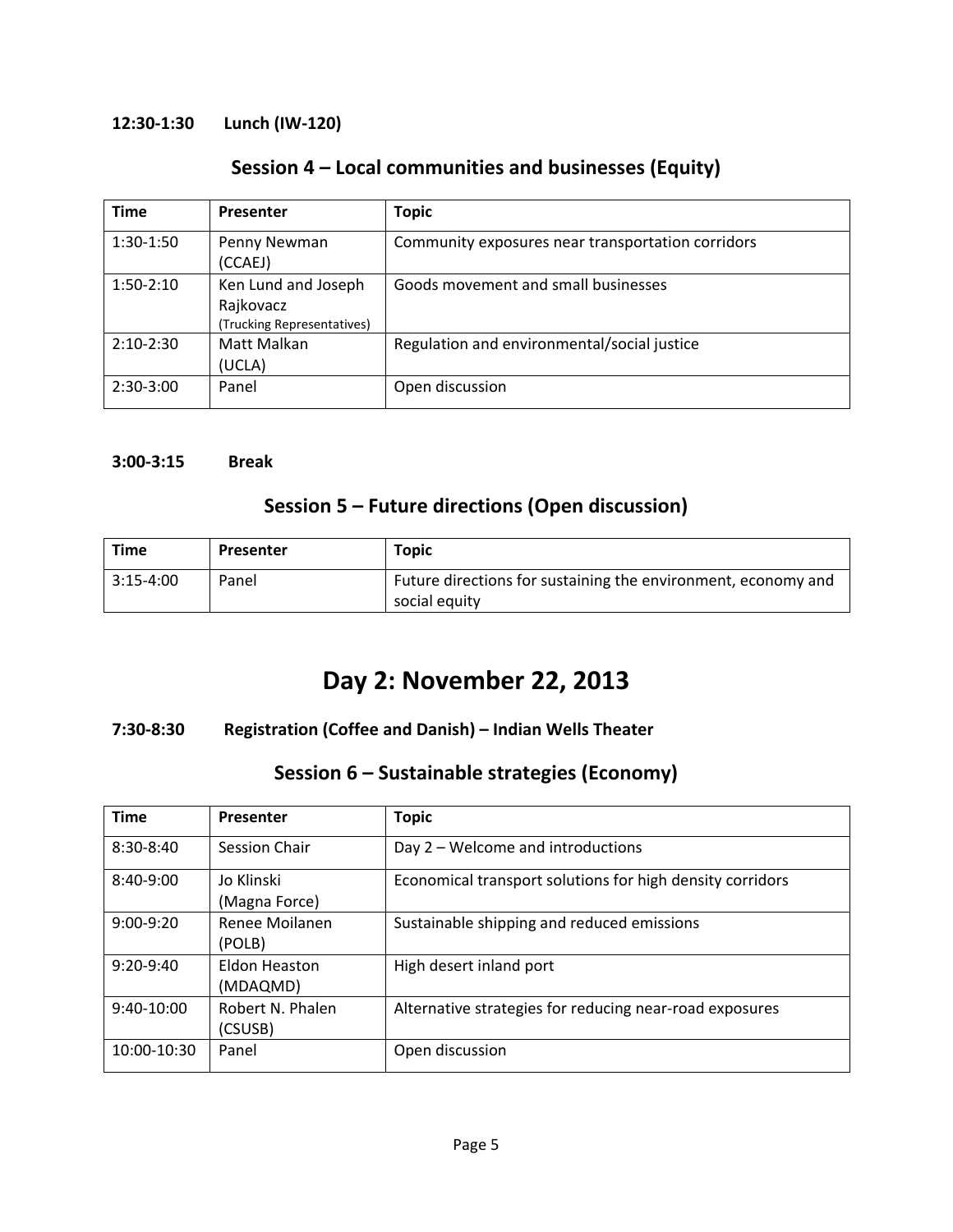**12:30-1:30 Lunch (IW-120)**

## Session 4 – Local communities and businesses (Equity)

| Time | Presenter | Topic |
| --- | --- | --- |
| 1:30-1:50 | Penny Newman (CCAEJ) | Community exposures near transportation corridors |
| 1:50-2:10 | Ken Lund and Joseph Rajkovacz (Trucking Representatives) | Goods movement and small businesses |
| 2:10-2:30 | Matt Malkan (UCLA) | Regulation and environmental/social justice |
| 2:30-3:00 | Panel | Open discussion |

**3:00-3:15 Break**

## Session 5 – Future directions (Open discussion)

| Time | Presenter | Topic |
| --- | --- | --- |
| 3:15-4:00 | Panel | Future directions for sustaining the environment, economy and social equity |

# Day 2: November 22, 2013

**7:30-8:30 Registration (Coffee and Danish) – Indian Wells Theater**

## Session 6 – Sustainable strategies (Economy)

| Time | Presenter | Topic |
| --- | --- | --- |
| 8:30-8:40 | Session Chair | Day 2 – Welcome and introductions |
| 8:40-9:00 | Jo Klinski (Magna Force) | Economical transport solutions for high density corridors |
| 9:00-9:20 | Renee Moilanen (POLB) | Sustainable shipping and reduced emissions |
| 9:20-9:40 | Eldon Heaston (MDAQMD) | High desert inland port |
| 9:40-10:00 | Robert N. Phalen (CSUSB) | Alternative strategies for reducing near-road exposures |
| 10:00-10:30 | Panel | Open discussion |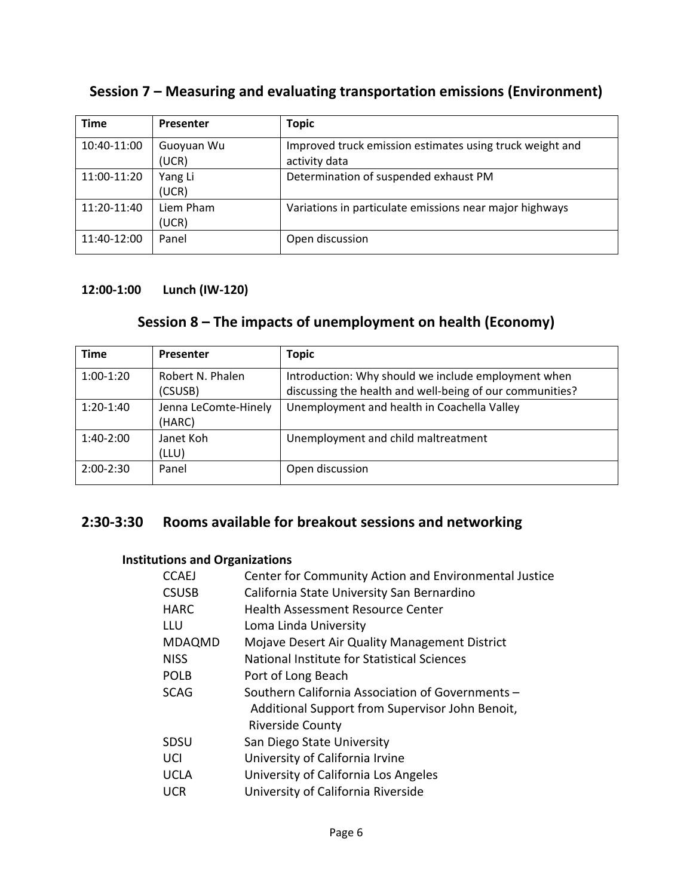## Session 7 – Measuring and evaluating transportation emissions (Environment)

| Time | Presenter | Topic |
|---|---|---|
| 10:40-11:00 | Guoyuan Wu (UCR) | Improved truck emission estimates using truck weight and activity data |
| 11:00-11:20 | Yang Li (UCR) | Determination of suspended exhaust PM |
| 11:20-11:40 | Liem Pham (UCR) | Variations in particulate emissions near major highways |
| 11:40-12:00 | Panel | Open discussion |

**12:00-1:00 Lunch (IW-120)**

## Session 8 – The impacts of unemployment on health (Economy)

| Time | Presenter | Topic |
|---|---|---|
| 1:00-1:20 | Robert N. Phalen (CSUSB) | Introduction: Why should we include employment when discussing the health and well-being of our communities? |
| 1:20-1:40 | Jenna LeComte-Hinely (HARC) | Unemployment and health in Coachella Valley |
| 1:40-2:00 | Janet Koh (LLU) | Unemployment and child maltreatment |
| 2:00-2:30 | Panel | Open discussion |

## 2:30-3:30 Rooms available for breakout sessions and networking

### Institutions and Organizations

| | |
|---|---|
| CCAEJ | Center for Community Action and Environmental Justice |
| CSUSB | California State University San Bernardino |
| HARC | Health Assessment Resource Center |
| LLU | Loma Linda University |
| MDAQMD | Mojave Desert Air Quality Management District |
| NISS | National Institute for Statistical Sciences |
| POLB | Port of Long Beach |
| SCAG | Southern California Association of Governments – Additional Support from Supervisor John Benoit, Riverside County |
| SDSU | San Diego State University |
| UCI | University of California Irvine |
| UCLA | University of California Los Angeles |
| UCR | University of California Riverside |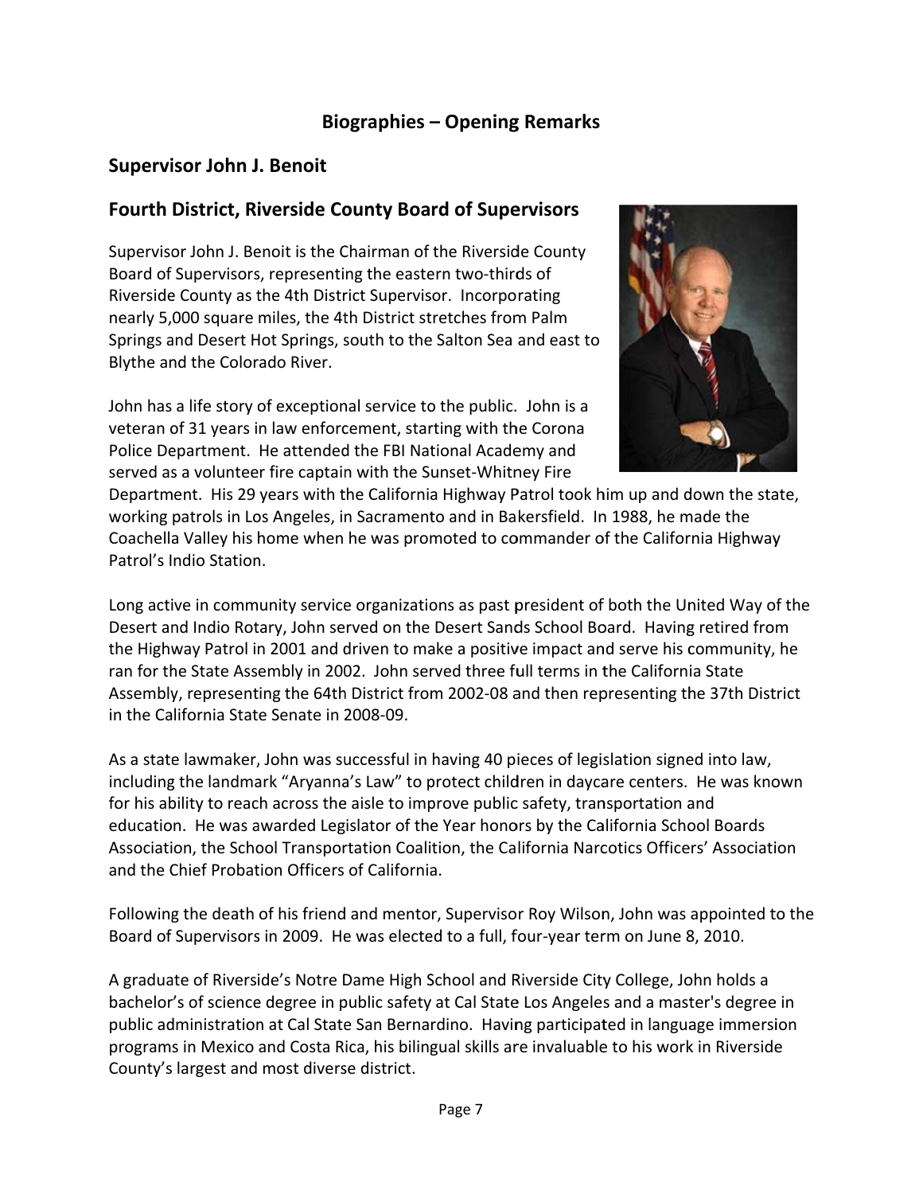# Biographies – Opening Remarks

## Supervisor John J. Benoit

## Fourth District, Riverside County Board of Supervisors

Supervisor John J. Benoit is the Chairman of the Riverside County Board of Supervisors, representing the eastern two-thirds of Riverside County as the 4th District Supervisor. Incorporating nearly 5,000 square miles, the 4th District stretches from Palm Springs and Desert Hot Springs, south to the Salton Sea and east to Blythe and the Colorado River.

John has a life story of exceptional service to the public. John is a veteran of 31 years in law enforcement, starting with the Corona Police Department. He attended the FBI National Academy and served as a volunteer fire captain with the Sunset-Whitney Fire Department. His 29 years with the California Highway Patrol took him up and down the state, working patrols in Los Angeles, in Sacramento and in Bakersfield. In 1988, he made the Coachella Valley his home when he was promoted to commander of the California Highway Patrol's Indio Station.

Long active in community service organizations as past president of both the United Way of the Desert and Indio Rotary, John served on the Desert Sands School Board. Having retired from the Highway Patrol in 2001 and driven to make a positive impact and serve his community, he ran for the State Assembly in 2002. John served three full terms in the California State Assembly, representing the 64th District from 2002-08 and then representing the 37th District in the California State Senate in 2008-09.

As a state lawmaker, John was successful in having 40 pieces of legislation signed into law, including the landmark "Aryanna's Law" to protect children in daycare centers. He was known for his ability to reach across the aisle to improve public safety, transportation and education. He was awarded Legislator of the Year honors by the California School Boards Association, the School Transportation Coalition, the California Narcotics Officers' Association and the Chief Probation Officers of California.

Following the death of his friend and mentor, Supervisor Roy Wilson, John was appointed to the Board of Supervisors in 2009. He was elected to a full, four-year term on June 8, 2010.

A graduate of Riverside's Notre Dame High School and Riverside City College, John holds a bachelor's of science degree in public safety at Cal State Los Angeles and a master's degree in public administration at Cal State San Bernardino. Having participated in language immersion programs in Mexico and Costa Rica, his bilingual skills are invaluable to his work in Riverside County's largest and most diverse district.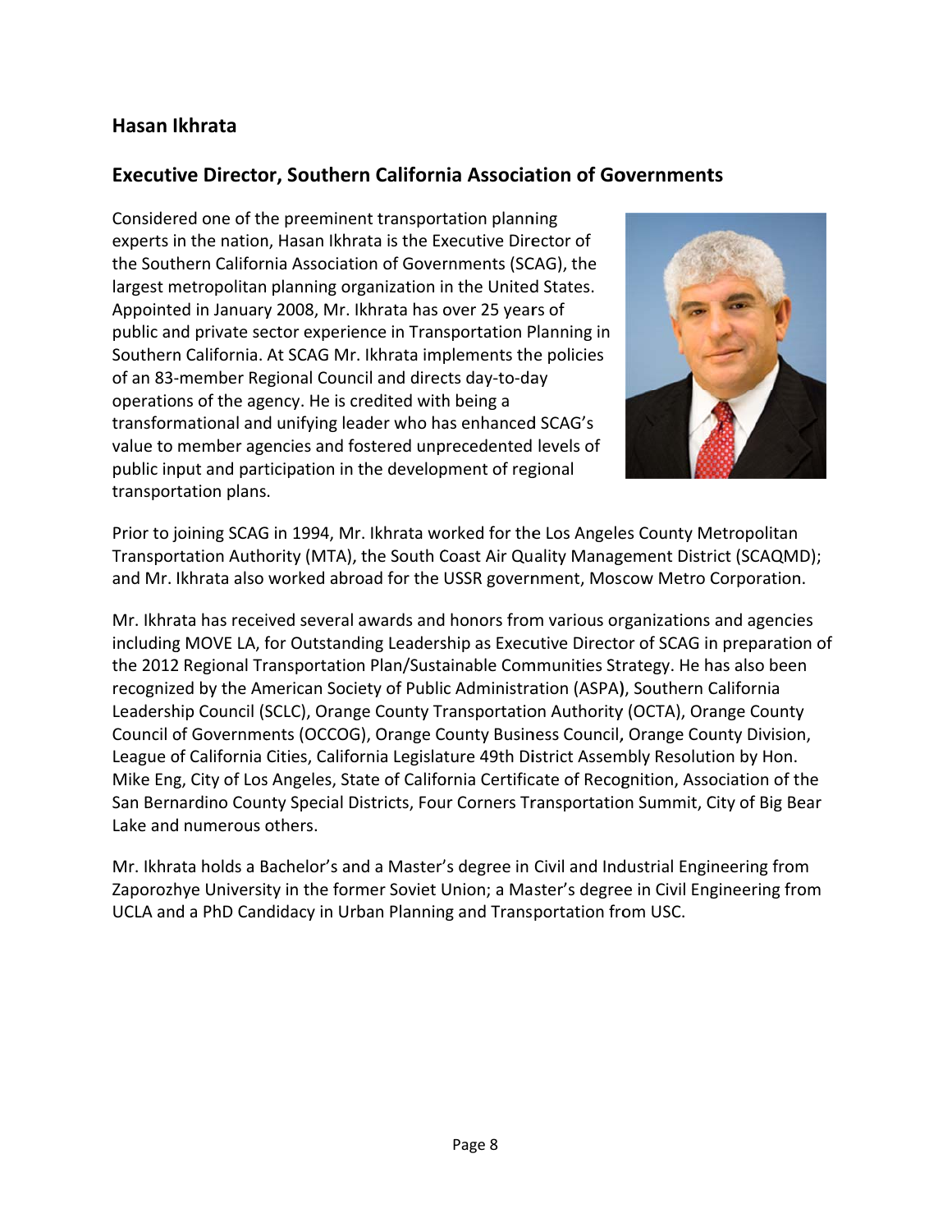## Hasan Ikhrata

## Executive Director, Southern California Association of Governments

Considered one of the preeminent transportation planning experts in the nation, Hasan Ikhrata is the Executive Director of the Southern California Association of Governments (SCAG), the largest metropolitan planning organization in the United States. Appointed in January 2008, Mr. Ikhrata has over 25 years of public and private sector experience in Transportation Planning in Southern California. At SCAG Mr. Ikhrata implements the policies of an 83-member Regional Council and directs day-to-day operations of the agency. He is credited with being a transformational and unifying leader who has enhanced SCAG's value to member agencies and fostered unprecedented levels of public input and participation in the development of regional transportation plans.

Prior to joining SCAG in 1994, Mr. Ikhrata worked for the Los Angeles County Metropolitan Transportation Authority (MTA), the South Coast Air Quality Management District (SCAQMD); and Mr. Ikhrata also worked abroad for the USSR government, Moscow Metro Corporation.

Mr. Ikhrata has received several awards and honors from various organizations and agencies including MOVE LA, for Outstanding Leadership as Executive Director of SCAG in preparation of the 2012 Regional Transportation Plan/Sustainable Communities Strategy. He has also been recognized by the American Society of Public Administration (ASPA), Southern California Leadership Council (SCLC), Orange County Transportation Authority (OCTA), Orange County Council of Governments (OCCOG), Orange County Business Council, Orange County Division, League of California Cities, California Legislature 49th District Assembly Resolution by Hon. Mike Eng, City of Los Angeles, State of California Certificate of Recognition, Association of the San Bernardino County Special Districts, Four Corners Transportation Summit, City of Big Bear Lake and numerous others.

Mr. Ikhrata holds a Bachelor's and a Master's degree in Civil and Industrial Engineering from Zaporozhye University in the former Soviet Union; a Master's degree in Civil Engineering from UCLA and a PhD Candidacy in Urban Planning and Transportation from USC.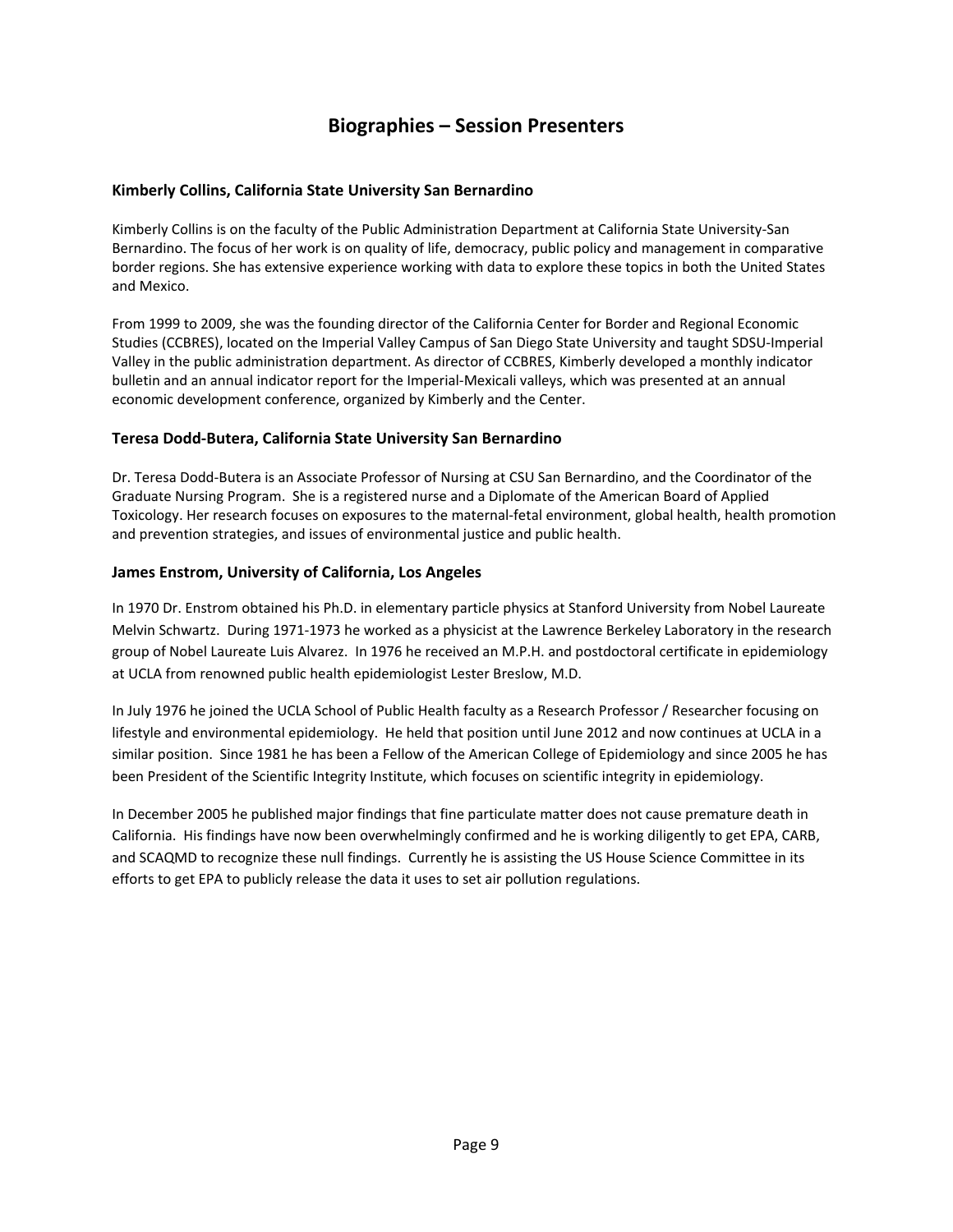# Biographies – Session Presenters

### Kimberly Collins, California State University San Bernardino

Kimberly Collins is on the faculty of the Public Administration Department at California State University-San Bernardino. The focus of her work is on quality of life, democracy, public policy and management in comparative border regions. She has extensive experience working with data to explore these topics in both the United States and Mexico.

From 1999 to 2009, she was the founding director of the California Center for Border and Regional Economic Studies (CCBRES), located on the Imperial Valley Campus of San Diego State University and taught SDSU-Imperial Valley in the public administration department. As director of CCBRES, Kimberly developed a monthly indicator bulletin and an annual indicator report for the Imperial-Mexicali valleys, which was presented at an annual economic development conference, organized by Kimberly and the Center.

### Teresa Dodd-Butera, California State University San Bernardino

Dr. Teresa Dodd-Butera is an Associate Professor of Nursing at CSU San Bernardino, and the Coordinator of the Graduate Nursing Program. She is a registered nurse and a Diplomate of the American Board of Applied Toxicology. Her research focuses on exposures to the maternal-fetal environment, global health, health promotion and prevention strategies, and issues of environmental justice and public health.

### James Enstrom, University of California, Los Angeles

In 1970 Dr. Enstrom obtained his Ph.D. in elementary particle physics at Stanford University from Nobel Laureate Melvin Schwartz. During 1971-1973 he worked as a physicist at the Lawrence Berkeley Laboratory in the research group of Nobel Laureate Luis Alvarez. In 1976 he received an M.P.H. and postdoctoral certificate in epidemiology at UCLA from renowned public health epidemiologist Lester Breslow, M.D.

In July 1976 he joined the UCLA School of Public Health faculty as a Research Professor / Researcher focusing on lifestyle and environmental epidemiology. He held that position until June 2012 and now continues at UCLA in a similar position. Since 1981 he has been a Fellow of the American College of Epidemiology and since 2005 he has been President of the Scientific Integrity Institute, which focuses on scientific integrity in epidemiology.

In December 2005 he published major findings that fine particulate matter does not cause premature death in California. His findings have now been overwhelmingly confirmed and he is working diligently to get EPA, CARB, and SCAQMD to recognize these null findings. Currently he is assisting the US House Science Committee in its efforts to get EPA to publicly release the data it uses to set air pollution regulations.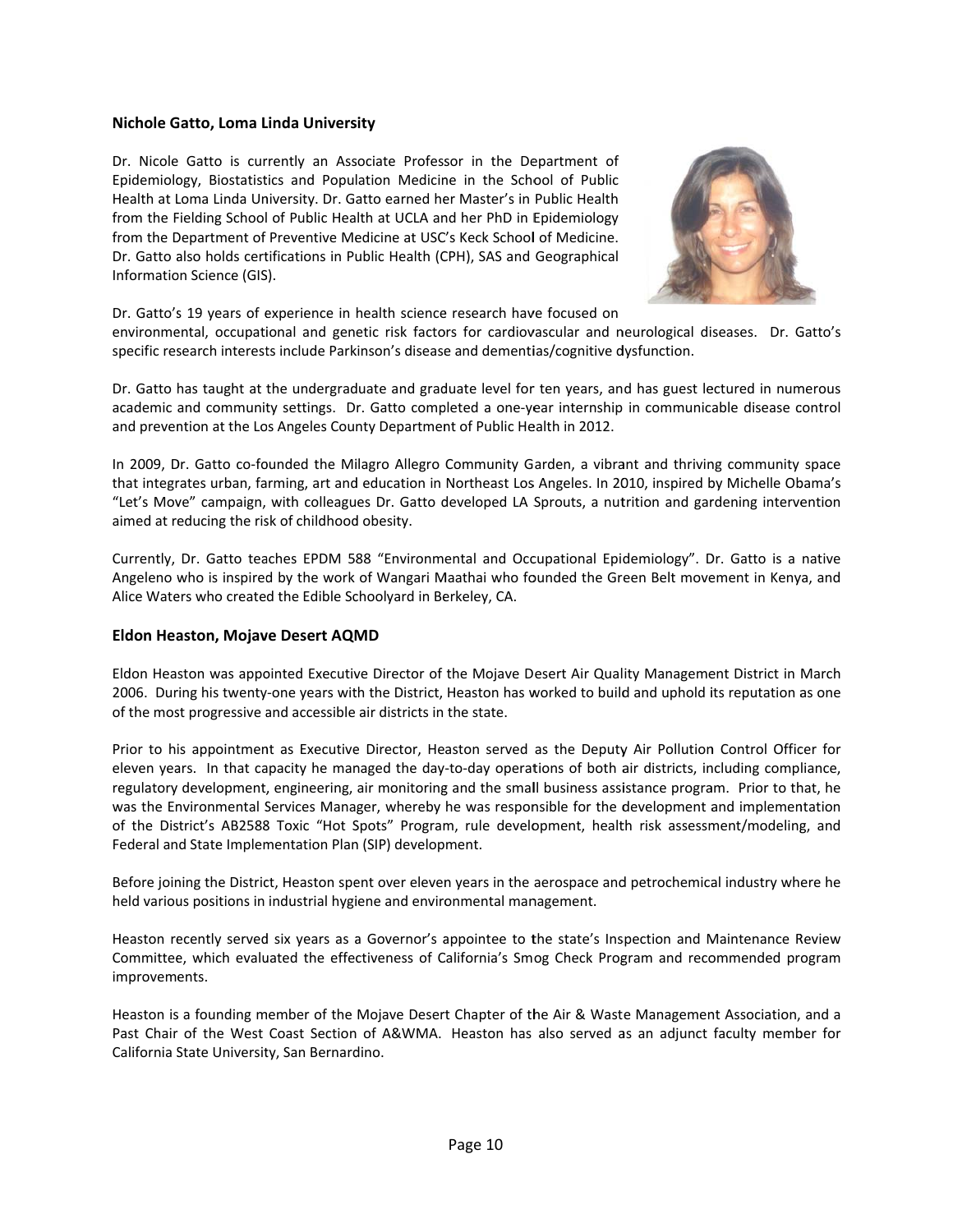### Nichole Gatto, Loma Linda University

Dr. Nicole Gatto is currently an Associate Professor in the Department of Epidemiology, Biostatistics and Population Medicine in the School of Public Health at Loma Linda University. Dr. Gatto earned her Master's in Public Health from the Fielding School of Public Health at UCLA and her PhD in Epidemiology from the Department of Preventive Medicine at USC's Keck School of Medicine. Dr. Gatto also holds certifications in Public Health (CPH), SAS and Geographical Information Science (GIS).

Dr. Gatto's 19 years of experience in health science research have focused on environmental, occupational and genetic risk factors for cardiovascular and neurological diseases. Dr. Gatto's specific research interests include Parkinson's disease and dementias/cognitive dysfunction.

Dr. Gatto has taught at the undergraduate and graduate level for ten years, and has guest lectured in numerous academic and community settings. Dr. Gatto completed a one-year internship in communicable disease control and prevention at the Los Angeles County Department of Public Health in 2012.

In 2009, Dr. Gatto co-founded the Milagro Allegro Community Garden, a vibrant and thriving community space that integrates urban, farming, art and education in Northeast Los Angeles. In 2010, inspired by Michelle Obama's "Let's Move" campaign, with colleagues Dr. Gatto developed LA Sprouts, a nutrition and gardening intervention aimed at reducing the risk of childhood obesity.

Currently, Dr. Gatto teaches EPDM 588 "Environmental and Occupational Epidemiology". Dr. Gatto is a native Angeleno who is inspired by the work of Wangari Maathai who founded the Green Belt movement in Kenya, and Alice Waters who created the Edible Schoolyard in Berkeley, CA.

### Eldon Heaston, Mojave Desert AQMD

Eldon Heaston was appointed Executive Director of the Mojave Desert Air Quality Management District in March 2006. During his twenty-one years with the District, Heaston has worked to build and uphold its reputation as one of the most progressive and accessible air districts in the state.

Prior to his appointment as Executive Director, Heaston served as the Deputy Air Pollution Control Officer for eleven years. In that capacity he managed the day-to-day operations of both air districts, including compliance, regulatory development, engineering, air monitoring and the small business assistance program. Prior to that, he was the Environmental Services Manager, whereby he was responsible for the development and implementation of the District's AB2588 Toxic "Hot Spots" Program, rule development, health risk assessment/modeling, and Federal and State Implementation Plan (SIP) development.

Before joining the District, Heaston spent over eleven years in the aerospace and petrochemical industry where he held various positions in industrial hygiene and environmental management.

Heaston recently served six years as a Governor's appointee to the state's Inspection and Maintenance Review Committee, which evaluated the effectiveness of California's Smog Check Program and recommended program improvements.

Heaston is a founding member of the Mojave Desert Chapter of the Air & Waste Management Association, and a Past Chair of the West Coast Section of A&WMA. Heaston has also served as an adjunct faculty member for California State University, San Bernardino.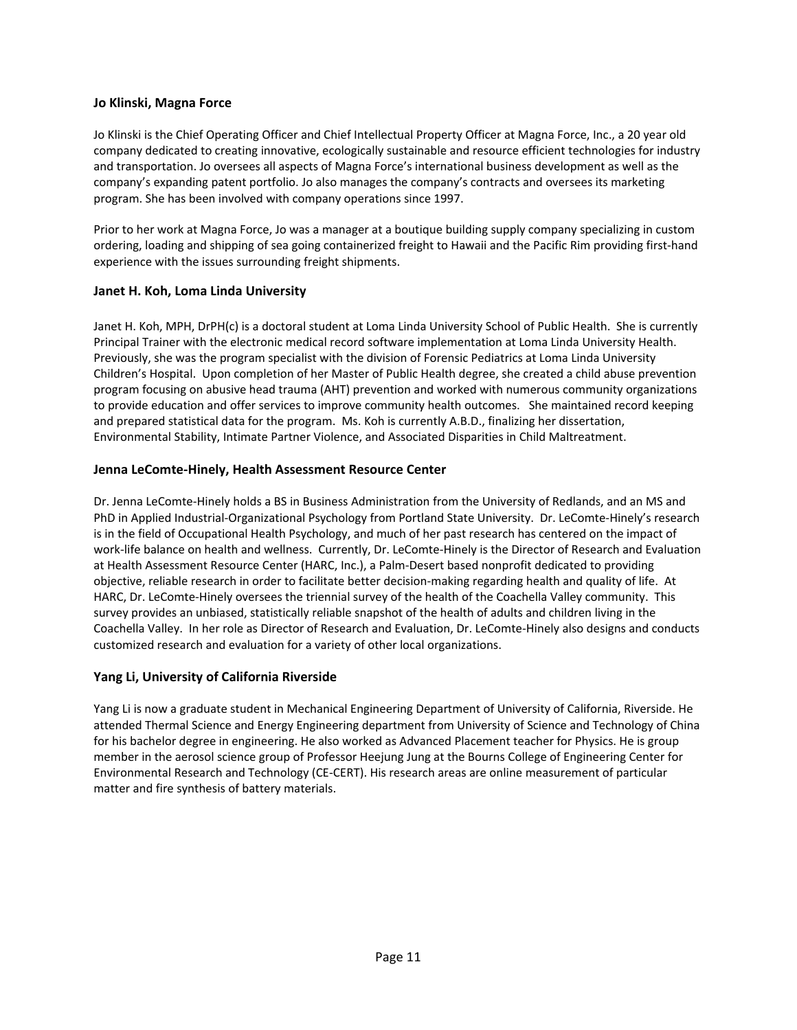### Jo Klinski, Magna Force

Jo Klinski is the Chief Operating Officer and Chief Intellectual Property Officer at Magna Force, Inc., a 20 year old company dedicated to creating innovative, ecologically sustainable and resource efficient technologies for industry and transportation. Jo oversees all aspects of Magna Force's international business development as well as the company's expanding patent portfolio. Jo also manages the company's contracts and oversees its marketing program. She has been involved with company operations since 1997.

Prior to her work at Magna Force, Jo was a manager at a boutique building supply company specializing in custom ordering, loading and shipping of sea going containerized freight to Hawaii and the Pacific Rim providing first-hand experience with the issues surrounding freight shipments.

### Janet H. Koh, Loma Linda University

Janet H. Koh, MPH, DrPH(c) is a doctoral student at Loma Linda University School of Public Health. She is currently Principal Trainer with the electronic medical record software implementation at Loma Linda University Health. Previously, she was the program specialist with the division of Forensic Pediatrics at Loma Linda University Children's Hospital. Upon completion of her Master of Public Health degree, she created a child abuse prevention program focusing on abusive head trauma (AHT) prevention and worked with numerous community organizations to provide education and offer services to improve community health outcomes. She maintained record keeping and prepared statistical data for the program. Ms. Koh is currently A.B.D., finalizing her dissertation, Environmental Stability, Intimate Partner Violence, and Associated Disparities in Child Maltreatment.

### Jenna LeComte-Hinely, Health Assessment Resource Center

Dr. Jenna LeComte-Hinely holds a BS in Business Administration from the University of Redlands, and an MS and PhD in Applied Industrial-Organizational Psychology from Portland State University. Dr. LeComte-Hinely's research is in the field of Occupational Health Psychology, and much of her past research has centered on the impact of work-life balance on health and wellness. Currently, Dr. LeComte-Hinely is the Director of Research and Evaluation at Health Assessment Resource Center (HARC, Inc.), a Palm-Desert based nonprofit dedicated to providing objective, reliable research in order to facilitate better decision-making regarding health and quality of life. At HARC, Dr. LeComte-Hinely oversees the triennial survey of the health of the Coachella Valley community. This survey provides an unbiased, statistically reliable snapshot of the health of adults and children living in the Coachella Valley. In her role as Director of Research and Evaluation, Dr. LeComte-Hinely also designs and conducts customized research and evaluation for a variety of other local organizations.

### Yang Li, University of California Riverside

Yang Li is now a graduate student in Mechanical Engineering Department of University of California, Riverside. He attended Thermal Science and Energy Engineering department from University of Science and Technology of China for his bachelor degree in engineering. He also worked as Advanced Placement teacher for Physics. He is group member in the aerosol science group of Professor Heejung Jung at the Bourns College of Engineering Center for Environmental Research and Technology (CE-CERT). His research areas are online measurement of particular matter and fire synthesis of battery materials.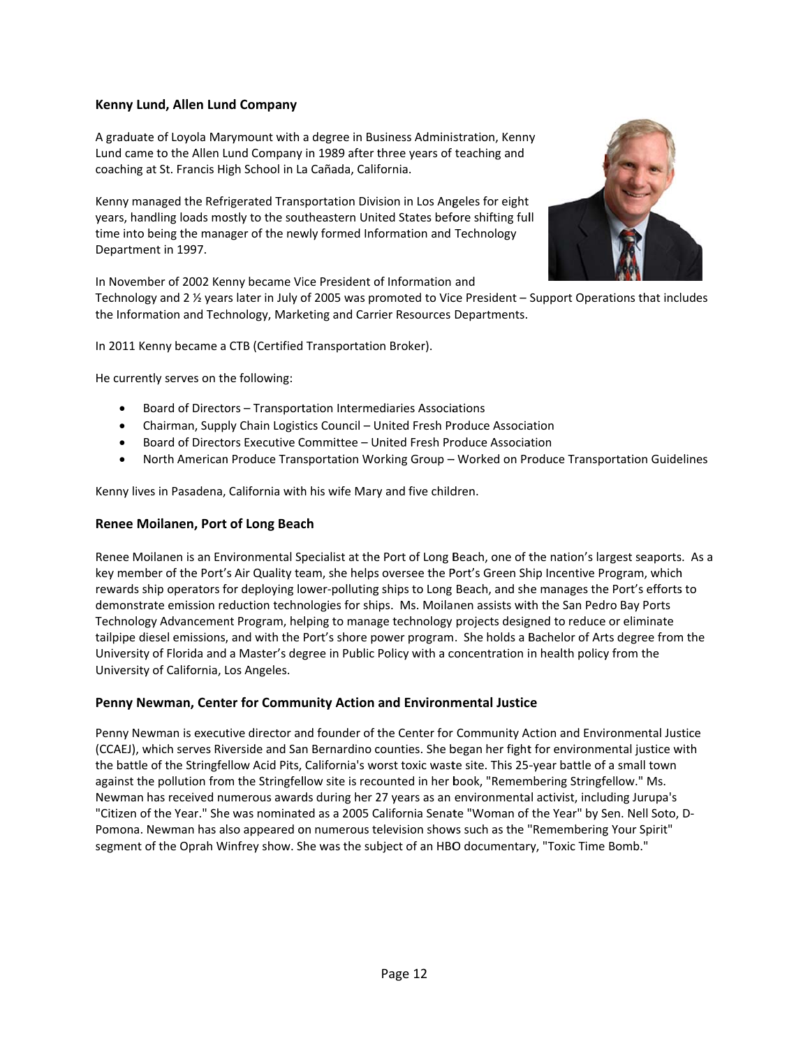### Kenny Lund, Allen Lund Company

A graduate of Loyola Marymount with a degree in Business Administration, Kenny Lund came to the Allen Lund Company in 1989 after three years of teaching and coaching at St. Francis High School in La Cañada, California.

Kenny managed the Refrigerated Transportation Division in Los Angeles for eight years, handling loads mostly to the southeastern United States before shifting full time into being the manager of the newly formed Information and Technology Department in 1997.

In November of 2002 Kenny became Vice President of Information and Technology and 2 ½ years later in July of 2005 was promoted to Vice President – Support Operations that includes the Information and Technology, Marketing and Carrier Resources Departments.

In 2011 Kenny became a CTB (Certified Transportation Broker).

He currently serves on the following:

- Board of Directors – Transportation Intermediaries Associations
- Chairman, Supply Chain Logistics Council – United Fresh Produce Association
- Board of Directors Executive Committee – United Fresh Produce Association
- North American Produce Transportation Working Group – Worked on Produce Transportation Guidelines

Kenny lives in Pasadena, California with his wife Mary and five children.

### Renee Moilanen, Port of Long Beach

Renee Moilanen is an Environmental Specialist at the Port of Long Beach, one of the nation's largest seaports. As a key member of the Port's Air Quality team, she helps oversee the Port's Green Ship Incentive Program, which rewards ship operators for deploying lower-polluting ships to Long Beach, and she manages the Port's efforts to demonstrate emission reduction technologies for ships. Ms. Moilanen assists with the San Pedro Bay Ports Technology Advancement Program, helping to manage technology projects designed to reduce or eliminate tailpipe diesel emissions, and with the Port's shore power program. She holds a Bachelor of Arts degree from the University of Florida and a Master's degree in Public Policy with a concentration in health policy from the University of California, Los Angeles.

### Penny Newman, Center for Community Action and Environmental Justice

Penny Newman is executive director and founder of the Center for Community Action and Environmental Justice (CCAEJ), which serves Riverside and San Bernardino counties. She began her fight for environmental justice with the battle of the Stringfellow Acid Pits, California's worst toxic waste site. This 25-year battle of a small town against the pollution from the Stringfellow site is recounted in her book, "Remembering Stringfellow." Ms. Newman has received numerous awards during her 27 years as an environmental activist, including Jurupa's "Citizen of the Year." She was nominated as a 2005 California Senate "Woman of the Year" by Sen. Nell Soto, D-Pomona. Newman has also appeared on numerous television shows such as the "Remembering Your Spirit" segment of the Oprah Winfrey show. She was the subject of an HBO documentary, "Toxic Time Bomb."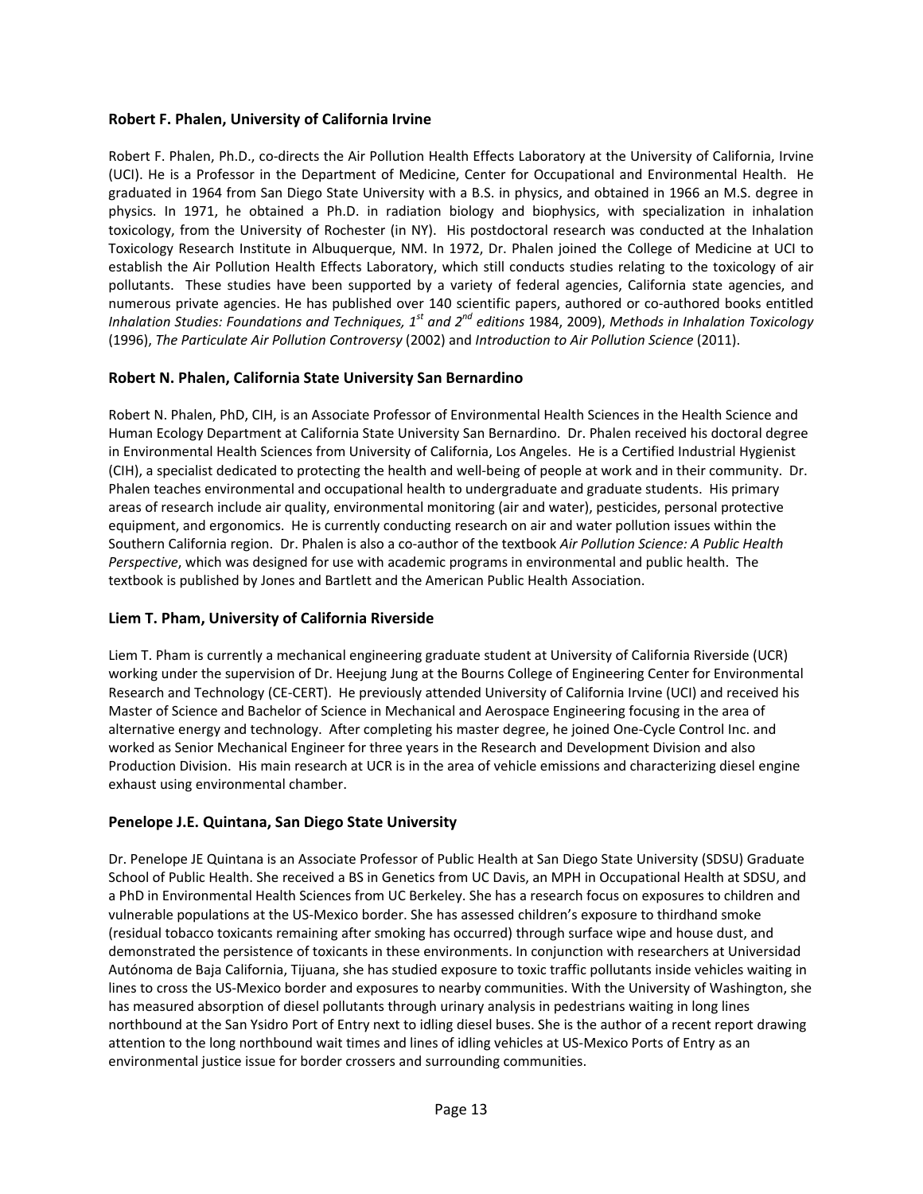### Robert F. Phalen, University of California Irvine

Robert F. Phalen, Ph.D., co-directs the Air Pollution Health Effects Laboratory at the University of California, Irvine (UCI). He is a Professor in the Department of Medicine, Center for Occupational and Environmental Health. He graduated in 1964 from San Diego State University with a B.S. in physics, and obtained in 1966 an M.S. degree in physics. In 1971, he obtained a Ph.D. in radiation biology and biophysics, with specialization in inhalation toxicology, from the University of Rochester (in NY). His postdoctoral research was conducted at the Inhalation Toxicology Research Institute in Albuquerque, NM. In 1972, Dr. Phalen joined the College of Medicine at UCI to establish the Air Pollution Health Effects Laboratory, which still conducts studies relating to the toxicology of air pollutants. These studies have been supported by a variety of federal agencies, California state agencies, and numerous private agencies. He has published over 140 scientific papers, authored or co-authored books entitled *Inhalation Studies: Foundations and Techniques, 1st and 2nd editions* 1984, 2009), *Methods in Inhalation Toxicology* (1996), *The Particulate Air Pollution Controversy* (2002) and *Introduction to Air Pollution Science* (2011).

### Robert N. Phalen, California State University San Bernardino

Robert N. Phalen, PhD, CIH, is an Associate Professor of Environmental Health Sciences in the Health Science and Human Ecology Department at California State University San Bernardino. Dr. Phalen received his doctoral degree in Environmental Health Sciences from University of California, Los Angeles. He is a Certified Industrial Hygienist (CIH), a specialist dedicated to protecting the health and well-being of people at work and in their community. Dr. Phalen teaches environmental and occupational health to undergraduate and graduate students. His primary areas of research include air quality, environmental monitoring (air and water), pesticides, personal protective equipment, and ergonomics. He is currently conducting research on air and water pollution issues within the Southern California region. Dr. Phalen is also a co-author of the textbook *Air Pollution Science: A Public Health Perspective*, which was designed for use with academic programs in environmental and public health. The textbook is published by Jones and Bartlett and the American Public Health Association.

### Liem T. Pham, University of California Riverside

Liem T. Pham is currently a mechanical engineering graduate student at University of California Riverside (UCR) working under the supervision of Dr. Heejung Jung at the Bourns College of Engineering Center for Environmental Research and Technology (CE-CERT). He previously attended University of California Irvine (UCI) and received his Master of Science and Bachelor of Science in Mechanical and Aerospace Engineering focusing in the area of alternative energy and technology. After completing his master degree, he joined One-Cycle Control Inc. and worked as Senior Mechanical Engineer for three years in the Research and Development Division and also Production Division. His main research at UCR is in the area of vehicle emissions and characterizing diesel engine exhaust using environmental chamber.

### Penelope J.E. Quintana, San Diego State University

Dr. Penelope JE Quintana is an Associate Professor of Public Health at San Diego State University (SDSU) Graduate School of Public Health. She received a BS in Genetics from UC Davis, an MPH in Occupational Health at SDSU, and a PhD in Environmental Health Sciences from UC Berkeley. She has a research focus on exposures to children and vulnerable populations at the US-Mexico border. She has assessed children's exposure to thirdhand smoke (residual tobacco toxicants remaining after smoking has occurred) through surface wipe and house dust, and demonstrated the persistence of toxicants in these environments. In conjunction with researchers at Universidad Autónoma de Baja California, Tijuana, she has studied exposure to toxic traffic pollutants inside vehicles waiting in lines to cross the US-Mexico border and exposures to nearby communities. With the University of Washington, she has measured absorption of diesel pollutants through urinary analysis in pedestrians waiting in long lines northbound at the San Ysidro Port of Entry next to idling diesel buses. She is the author of a recent report drawing attention to the long northbound wait times and lines of idling vehicles at US-Mexico Ports of Entry as an environmental justice issue for border crossers and surrounding communities.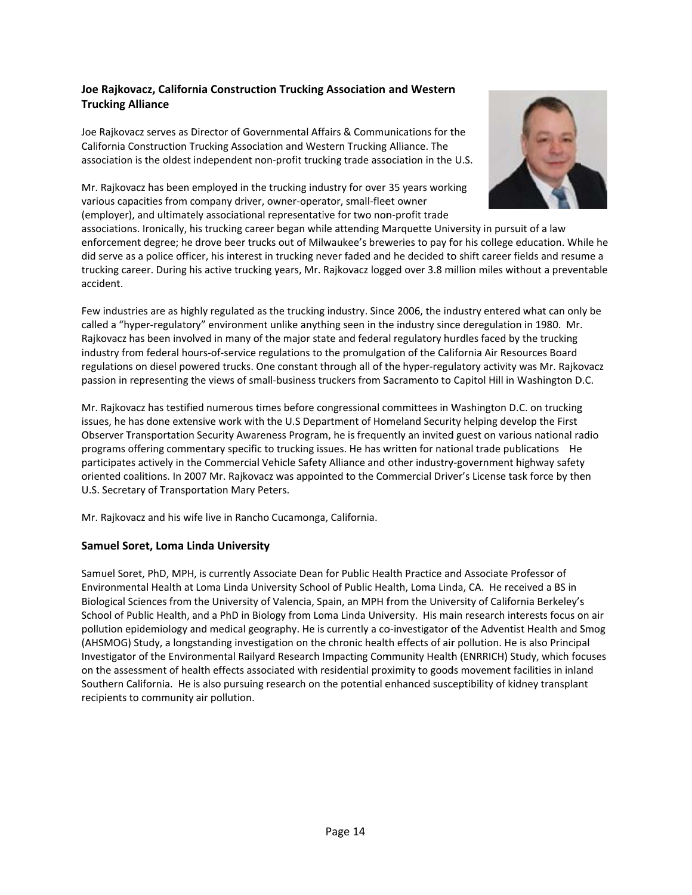### Joe Rajkovacz, California Construction Trucking Association and Western Trucking Alliance

Joe Rajkovacz serves as Director of Governmental Affairs & Communications for the California Construction Trucking Association and Western Trucking Alliance. The association is the oldest independent non-profit trucking trade association in the U.S.

Mr. Rajkovacz has been employed in the trucking industry for over 35 years working various capacities from company driver, owner-operator, small-fleet owner (employer), and ultimately associational representative for two non-profit trade associations. Ironically, his trucking career began while attending Marquette University in pursuit of a law enforcement degree; he drove beer trucks out of Milwaukee's breweries to pay for his college education. While he did serve as a police officer, his interest in trucking never faded and he decided to shift career fields and resume a trucking career. During his active trucking years, Mr. Rajkovacz logged over 3.8 million miles without a preventable accident.

Few industries are as highly regulated as the trucking industry. Since 2006, the industry entered what can only be called a "hyper-regulatory" environment unlike anything seen in the industry since deregulation in 1980. Mr. Rajkovacz has been involved in many of the major state and federal regulatory hurdles faced by the trucking industry from federal hours-of-service regulations to the promulgation of the California Air Resources Board regulations on diesel powered trucks. One constant through all of the hyper-regulatory activity was Mr. Rajkovacz passion in representing the views of small-business truckers from Sacramento to Capitol Hill in Washington D.C.

Mr. Rajkovacz has testified numerous times before congressional committees in Washington D.C. on trucking issues, he has done extensive work with the U.S Department of Homeland Security helping develop the First Observer Transportation Security Awareness Program, he is frequently an invited guest on various national radio programs offering commentary specific to trucking issues. He has written for national trade publications He participates actively in the Commercial Vehicle Safety Alliance and other industry-government highway safety oriented coalitions. In 2007 Mr. Rajkovacz was appointed to the Commercial Driver's License task force by then U.S. Secretary of Transportation Mary Peters.

Mr. Rajkovacz and his wife live in Rancho Cucamonga, California.

### Samuel Soret, Loma Linda University

Samuel Soret, PhD, MPH, is currently Associate Dean for Public Health Practice and Associate Professor of Environmental Health at Loma Linda University School of Public Health, Loma Linda, CA. He received a BS in Biological Sciences from the University of Valencia, Spain, an MPH from the University of California Berkeley's School of Public Health, and a PhD in Biology from Loma Linda University. His main research interests focus on air pollution epidemiology and medical geography. He is currently a co-investigator of the Adventist Health and Smog (AHSMOG) Study, a longstanding investigation on the chronic health effects of air pollution. He is also Principal Investigator of the Environmental Railyard Research Impacting Community Health (ENRRICH) Study, which focuses on the assessment of health effects associated with residential proximity to goods movement facilities in inland Southern California. He is also pursuing research on the potential enhanced susceptibility of kidney transplant recipients to community air pollution.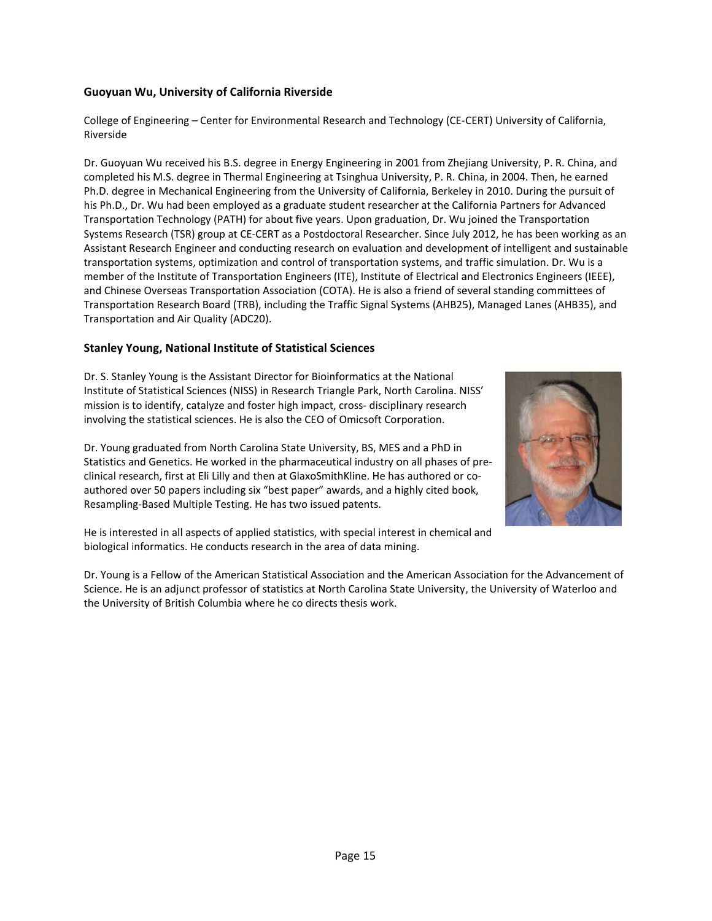### Guoyuan Wu, University of California Riverside

College of Engineering – Center for Environmental Research and Technology (CE-CERT) University of California, Riverside

Dr. Guoyuan Wu received his B.S. degree in Energy Engineering in 2001 from Zhejiang University, P. R. China, and completed his M.S. degree in Thermal Engineering at Tsinghua University, P. R. China, in 2004. Then, he earned Ph.D. degree in Mechanical Engineering from the University of California, Berkeley in 2010. During the pursuit of his Ph.D., Dr. Wu had been employed as a graduate student researcher at the California Partners for Advanced Transportation Technology (PATH) for about five years. Upon graduation, Dr. Wu joined the Transportation Systems Research (TSR) group at CE-CERT as a Postdoctoral Researcher. Since July 2012, he has been working as an Assistant Research Engineer and conducting research on evaluation and development of intelligent and sustainable transportation systems, optimization and control of transportation systems, and traffic simulation. Dr. Wu is a member of the Institute of Transportation Engineers (ITE), Institute of Electrical and Electronics Engineers (IEEE), and Chinese Overseas Transportation Association (COTA). He is also a friend of several standing committees of Transportation Research Board (TRB), including the Traffic Signal Systems (AHB25), Managed Lanes (AHB35), and Transportation and Air Quality (ADC20).

### Stanley Young, National Institute of Statistical Sciences

Dr. S. Stanley Young is the Assistant Director for Bioinformatics at the National Institute of Statistical Sciences (NISS) in Research Triangle Park, North Carolina. NISS' mission is to identify, catalyze and foster high impact, cross- disciplinary research involving the statistical sciences. He is also the CEO of Omicsoft Corporation.

Dr. Young graduated from North Carolina State University, BS, MES and a PhD in Statistics and Genetics. He worked in the pharmaceutical industry on all phases of pre-clinical research, first at Eli Lilly and then at GlaxoSmithKline. He has authored or co-authored over 50 papers including six "best paper" awards, and a highly cited book, Resampling-Based Multiple Testing. He has two issued patents.

He is interested in all aspects of applied statistics, with special interest in chemical and biological informatics. He conducts research in the area of data mining.

Dr. Young is a Fellow of the American Statistical Association and the American Association for the Advancement of Science. He is an adjunct professor of statistics at North Carolina State University, the University of Waterloo and the University of British Columbia where he co directs thesis work.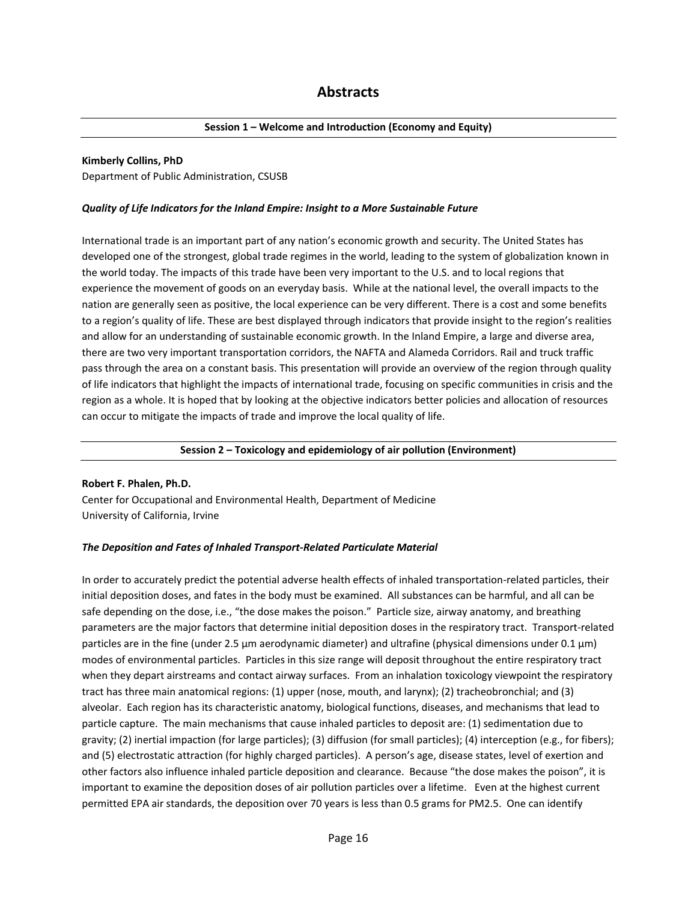# Abstracts

**Session 1 – Welcome and Introduction (Economy and Equity)**

**Kimberly Collins, PhD**
Department of Public Administration, CSUSB

***Quality of Life Indicators for the Inland Empire: Insight to a More Sustainable Future***

International trade is an important part of any nation's economic growth and security. The United States has developed one of the strongest, global trade regimes in the world, leading to the system of globalization known in the world today. The impacts of this trade have been very important to the U.S. and to local regions that experience the movement of goods on an everyday basis. While at the national level, the overall impacts to the nation are generally seen as positive, the local experience can be very different. There is a cost and some benefits to a region's quality of life. These are best displayed through indicators that provide insight to the region's realities and allow for an understanding of sustainable economic growth. In the Inland Empire, a large and diverse area, there are two very important transportation corridors, the NAFTA and Alameda Corridors. Rail and truck traffic pass through the area on a constant basis. This presentation will provide an overview of the region through quality of life indicators that highlight the impacts of international trade, focusing on specific communities in crisis and the region as a whole. It is hoped that by looking at the objective indicators better policies and allocation of resources can occur to mitigate the impacts of trade and improve the local quality of life.

**Session 2 – Toxicology and epidemiology of air pollution (Environment)**

**Robert F. Phalen, Ph.D.**
Center for Occupational and Environmental Health, Department of Medicine
University of California, Irvine

***The Deposition and Fates of Inhaled Transport-Related Particulate Material***

In order to accurately predict the potential adverse health effects of inhaled transportation-related particles, their initial deposition doses, and fates in the body must be examined. All substances can be harmful, and all can be safe depending on the dose, i.e., "the dose makes the poison." Particle size, airway anatomy, and breathing parameters are the major factors that determine initial deposition doses in the respiratory tract. Transport-related particles are in the fine (under 2.5 µm aerodynamic diameter) and ultrafine (physical dimensions under 0.1 µm) modes of environmental particles. Particles in this size range will deposit throughout the entire respiratory tract when they depart airstreams and contact airway surfaces. From an inhalation toxicology viewpoint the respiratory tract has three main anatomical regions: (1) upper (nose, mouth, and larynx); (2) tracheobronchial; and (3) alveolar. Each region has its characteristic anatomy, biological functions, diseases, and mechanisms that lead to particle capture. The main mechanisms that cause inhaled particles to deposit are: (1) sedimentation due to gravity; (2) inertial impaction (for large particles); (3) diffusion (for small particles); (4) interception (e.g., for fibers); and (5) electrostatic attraction (for highly charged particles). A person's age, disease states, level of exertion and other factors also influence inhaled particle deposition and clearance. Because "the dose makes the poison", it is important to examine the deposition doses of air pollution particles over a lifetime. Even at the highest current permitted EPA air standards, the deposition over 70 years is less than 0.5 grams for PM2.5. One can identify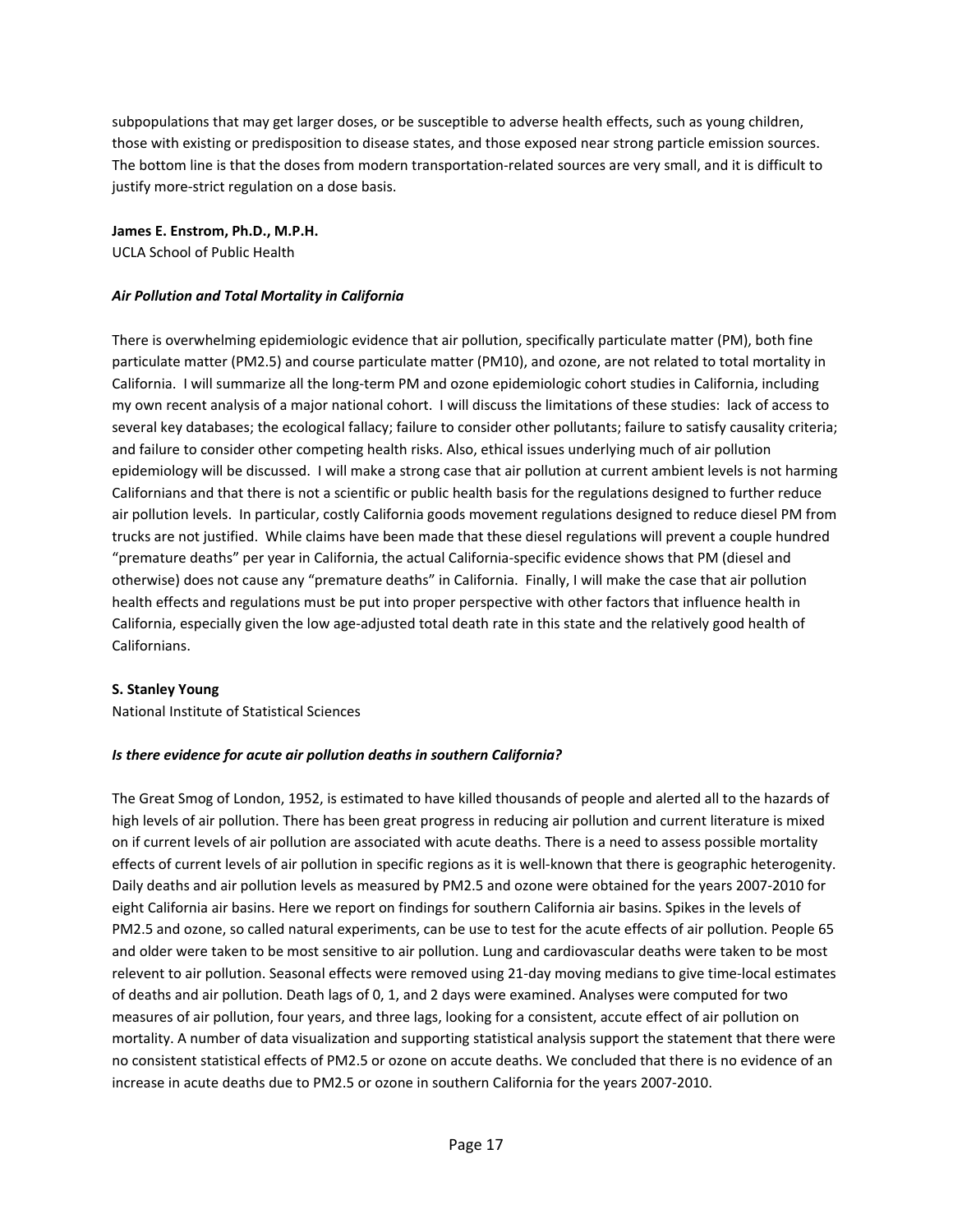subpopulations that may get larger doses, or be susceptible to adverse health effects, such as young children, those with existing or predisposition to disease states, and those exposed near strong particle emission sources. The bottom line is that the doses from modern transportation-related sources are very small, and it is difficult to justify more-strict regulation on a dose basis.

**James E. Enstrom, Ph.D., M.P.H.**
UCLA School of Public Health

***Air Pollution and Total Mortality in California***

There is overwhelming epidemiologic evidence that air pollution, specifically particulate matter (PM), both fine particulate matter (PM2.5) and course particulate matter (PM10), and ozone, are not related to total mortality in California. I will summarize all the long-term PM and ozone epidemiologic cohort studies in California, including my own recent analysis of a major national cohort. I will discuss the limitations of these studies: lack of access to several key databases; the ecological fallacy; failure to consider other pollutants; failure to satisfy causality criteria; and failure to consider other competing health risks. Also, ethical issues underlying much of air pollution epidemiology will be discussed. I will make a strong case that air pollution at current ambient levels is not harming Californians and that there is not a scientific or public health basis for the regulations designed to further reduce air pollution levels. In particular, costly California goods movement regulations designed to reduce diesel PM from trucks are not justified. While claims have been made that these diesel regulations will prevent a couple hundred "premature deaths" per year in California, the actual California-specific evidence shows that PM (diesel and otherwise) does not cause any "premature deaths" in California. Finally, I will make the case that air pollution health effects and regulations must be put into proper perspective with other factors that influence health in California, especially given the low age-adjusted total death rate in this state and the relatively good health of Californians.

**S. Stanley Young**
National Institute of Statistical Sciences

***Is there evidence for acute air pollution deaths in southern California?***

The Great Smog of London, 1952, is estimated to have killed thousands of people and alerted all to the hazards of high levels of air pollution. There has been great progress in reducing air pollution and current literature is mixed on if current levels of air pollution are associated with acute deaths. There is a need to assess possible mortality effects of current levels of air pollution in specific regions as it is well-known that there is geographic heterogenity. Daily deaths and air pollution levels as measured by PM2.5 and ozone were obtained for the years 2007-2010 for eight California air basins. Here we report on findings for southern California air basins. Spikes in the levels of PM2.5 and ozone, so called natural experiments, can be use to test for the acute effects of air pollution. People 65 and older were taken to be most sensitive to air pollution. Lung and cardiovascular deaths were taken to be most relevent to air pollution. Seasonal effects were removed using 21-day moving medians to give time-local estimates of deaths and air pollution. Death lags of 0, 1, and 2 days were examined. Analyses were computed for two measures of air pollution, four years, and three lags, looking for a consistent, accute effect of air pollution on mortality. A number of data visualization and supporting statistical analysis support the statement that there were no consistent statistical effects of PM2.5 or ozone on accute deaths. We concluded that there is no evidence of an increase in acute deaths due to PM2.5 or ozone in southern California for the years 2007-2010.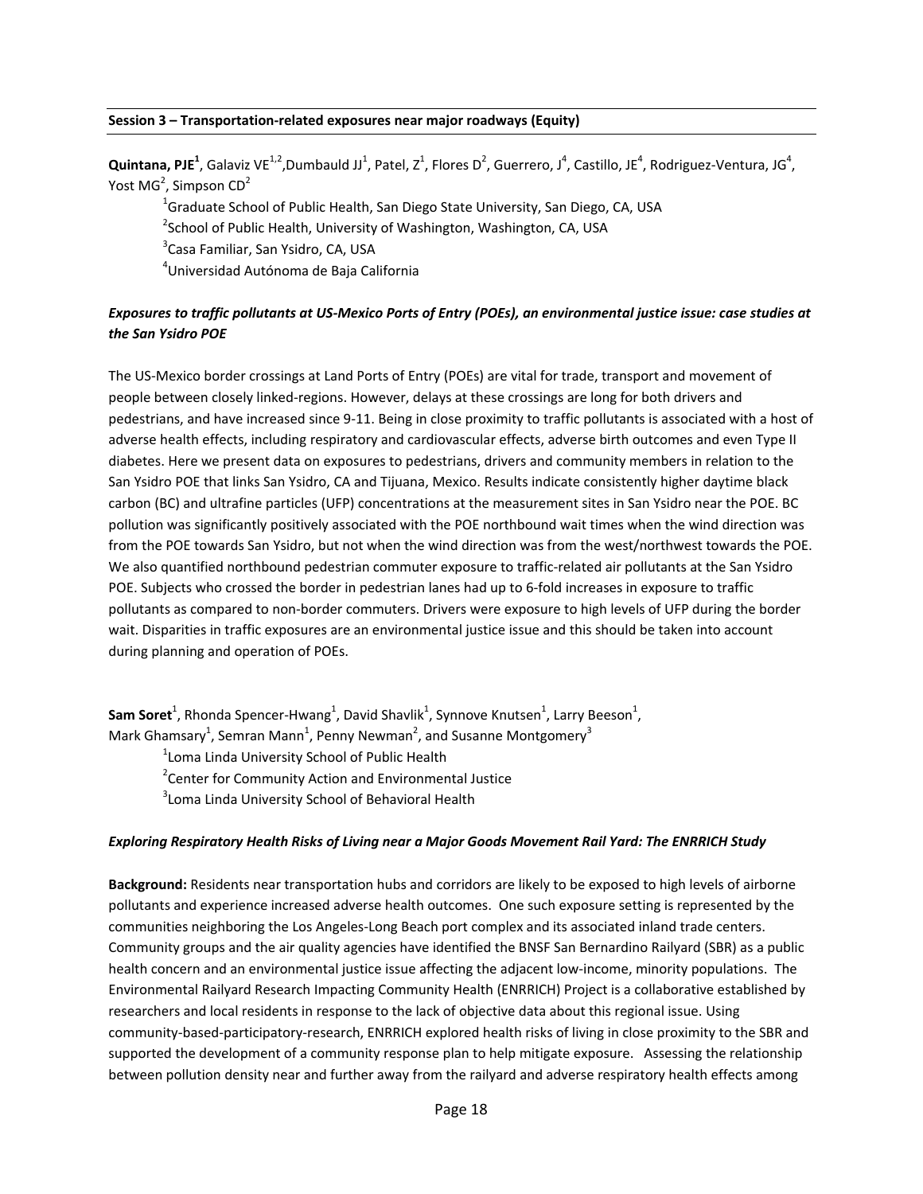**Session 3 – Transportation-related exposures near major roadways (Equity)**

---

**Quintana, PJE**[1], Galaviz VE[1,2], Dumbauld JJ[1], Patel, Z[1], Flores D[2], Guerrero, J[4], Castillo, JE[4], Rodriguez-Ventura, JG[4], Yost MG[2], Simpson CD[2]

[1]Graduate School of Public Health, San Diego State University, San Diego, CA, USA
[2]School of Public Health, University of Washington, Washington, CA, USA
[3]Casa Familiar, San Ysidro, CA, USA
[4]Universidad Autónoma de Baja California

***Exposures to traffic pollutants at US-Mexico Ports of Entry (POEs), an environmental justice issue: case studies at the San Ysidro POE***

The US-Mexico border crossings at Land Ports of Entry (POEs) are vital for trade, transport and movement of people between closely linked-regions. However, delays at these crossings are long for both drivers and pedestrians, and have increased since 9-11. Being in close proximity to traffic pollutants is associated with a host of adverse health effects, including respiratory and cardiovascular effects, adverse birth outcomes and even Type II diabetes. Here we present data on exposures to pedestrians, drivers and community members in relation to the San Ysidro POE that links San Ysidro, CA and Tijuana, Mexico. Results indicate consistently higher daytime black carbon (BC) and ultrafine particles (UFP) concentrations at the measurement sites in San Ysidro near the POE. BC pollution was significantly positively associated with the POE northbound wait times when the wind direction was from the POE towards San Ysidro, but not when the wind direction was from the west/northwest towards the POE. We also quantified northbound pedestrian commuter exposure to traffic-related air pollutants at the San Ysidro POE. Subjects who crossed the border in pedestrian lanes had up to 6-fold increases in exposure to traffic pollutants as compared to non-border commuters. Drivers were exposure to high levels of UFP during the border wait. Disparities in traffic exposures are an environmental justice issue and this should be taken into account during planning and operation of POEs.

**Sam Soret**[1], Rhonda Spencer-Hwang[1], David Shavlik[1], Synnove Knutsen[1], Larry Beeson[1], Mark Ghamsary[1], Semran Mann[1], Penny Newman[2], and Susanne Montgomery[3]

[1]Loma Linda University School of Public Health
[2]Center for Community Action and Environmental Justice
[3]Loma Linda University School of Behavioral Health

***Exploring Respiratory Health Risks of Living near a Major Goods Movement Rail Yard: The ENRRICH Study***

**Background:** Residents near transportation hubs and corridors are likely to be exposed to high levels of airborne pollutants and experience increased adverse health outcomes. One such exposure setting is represented by the communities neighboring the Los Angeles-Long Beach port complex and its associated inland trade centers. Community groups and the air quality agencies have identified the BNSF San Bernardino Railyard (SBR) as a public health concern and an environmental justice issue affecting the adjacent low-income, minority populations. The Environmental Railyard Research Impacting Community Health (ENRRICH) Project is a collaborative established by researchers and local residents in response to the lack of objective data about this regional issue. Using community-based-participatory-research, ENRRICH explored health risks of living in close proximity to the SBR and supported the development of a community response plan to help mitigate exposure. Assessing the relationship between pollution density near and further away from the railyard and adverse respiratory health effects among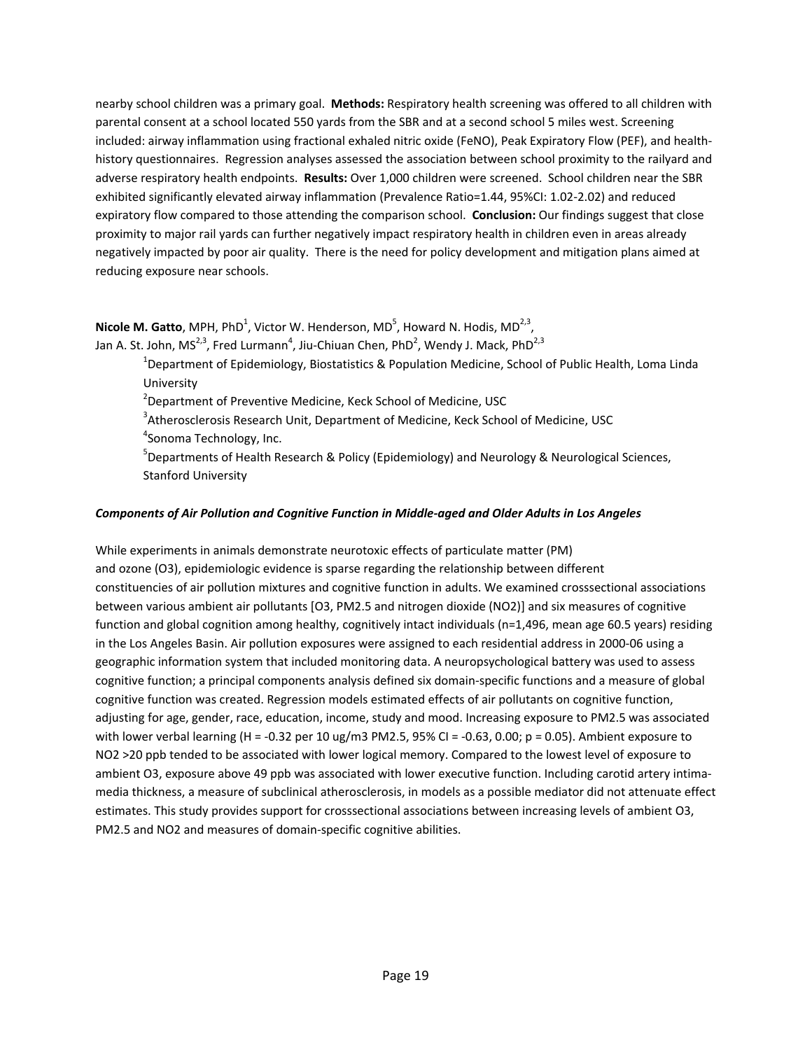nearby school children was a primary goal. **Methods:** Respiratory health screening was offered to all children with parental consent at a school located 550 yards from the SBR and at a second school 5 miles west. Screening included: airway inflammation using fractional exhaled nitric oxide (FeNO), Peak Expiratory Flow (PEF), and health-history questionnaires. Regression analyses assessed the association between school proximity to the railyard and adverse respiratory health endpoints. **Results:** Over 1,000 children were screened. School children near the SBR exhibited significantly elevated airway inflammation (Prevalence Ratio=1.44, 95%CI: 1.02-2.02) and reduced expiratory flow compared to those attending the comparison school. **Conclusion:** Our findings suggest that close proximity to major rail yards can further negatively impact respiratory health in children even in areas already negatively impacted by poor air quality. There is the need for policy development and mitigation plans aimed at reducing exposure near schools.

**Nicole M. Gatto**, MPH, PhD[1], Victor W. Henderson, MD[5], Howard N. Hodis, MD[2,3], Jan A. St. John, MS[2,3], Fred Lurmann[4], Jiu-Chiuan Chen, PhD[2], Wendy J. Mack, PhD[2,3]

[1]Department of Epidemiology, Biostatistics & Population Medicine, School of Public Health, Loma Linda University

[2]Department of Preventive Medicine, Keck School of Medicine, USC

[3]Atherosclerosis Research Unit, Department of Medicine, Keck School of Medicine, USC

[4]Sonoma Technology, Inc.

[5]Departments of Health Research & Policy (Epidemiology) and Neurology & Neurological Sciences, Stanford University

***Components of Air Pollution and Cognitive Function in Middle-aged and Older Adults in Los Angeles***

While experiments in animals demonstrate neurotoxic effects of particulate matter (PM) and ozone (O3), epidemiologic evidence is sparse regarding the relationship between different constituencies of air pollution mixtures and cognitive function in adults. We examined crosssectional associations between various ambient air pollutants [O3, PM2.5 and nitrogen dioxide (NO2)] and six measures of cognitive function and global cognition among healthy, cognitively intact individuals (n=1,496, mean age 60.5 years) residing in the Los Angeles Basin. Air pollution exposures were assigned to each residential address in 2000-06 using a geographic information system that included monitoring data. A neuropsychological battery was used to assess cognitive function; a principal components analysis defined six domain-specific functions and a measure of global cognitive function was created. Regression models estimated effects of air pollutants on cognitive function, adjusting for age, gender, race, education, income, study and mood. Increasing exposure to PM2.5 was associated with lower verbal learning (H = -0.32 per 10 ug/m3 PM2.5, 95% CI = -0.63, 0.00; p = 0.05). Ambient exposure to NO2 >20 ppb tended to be associated with lower logical memory. Compared to the lowest level of exposure to ambient O3, exposure above 49 ppb was associated with lower executive function. Including carotid artery intima-media thickness, a measure of subclinical atherosclerosis, in models as a possible mediator did not attenuate effect estimates. This study provides support for crosssectional associations between increasing levels of ambient O3, PM2.5 and NO2 and measures of domain-specific cognitive abilities.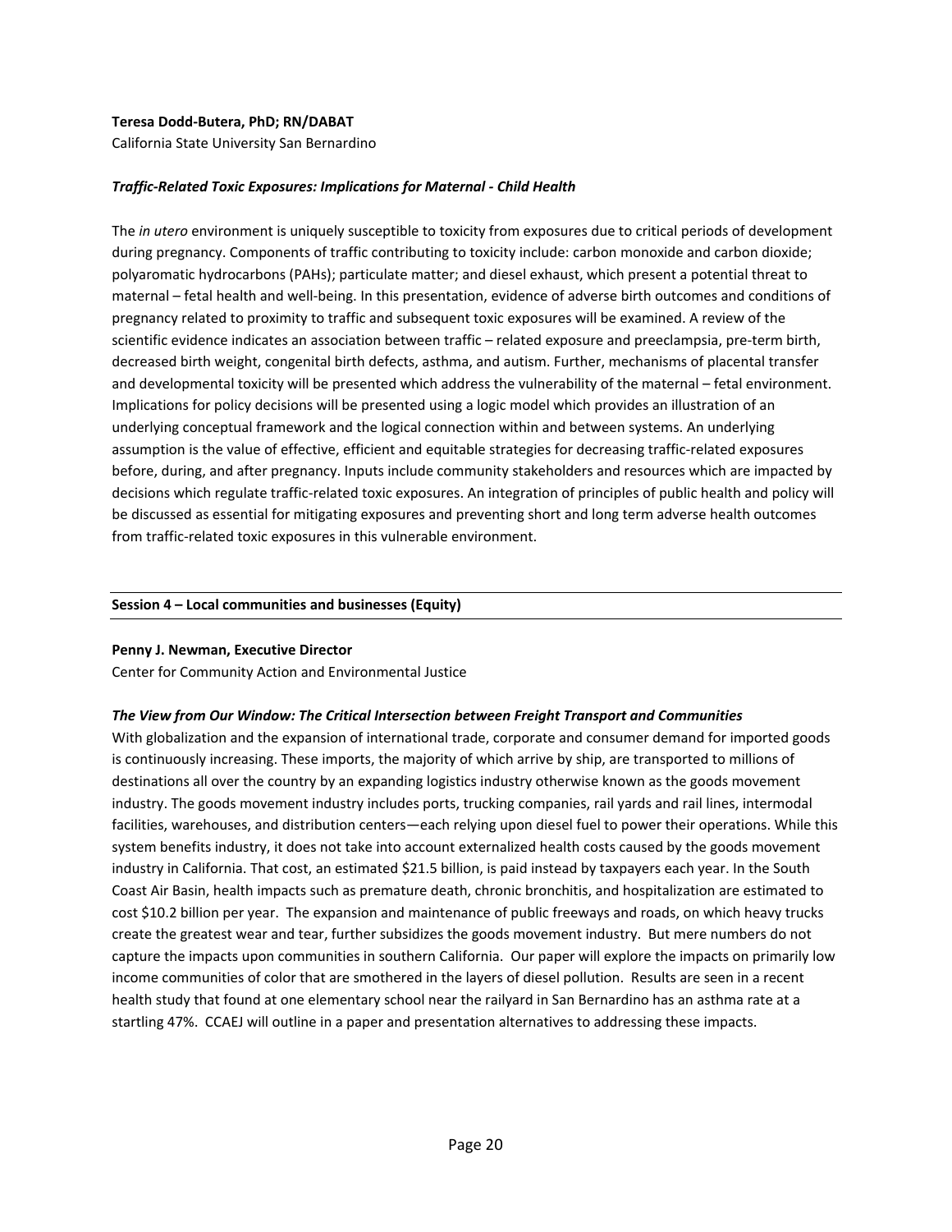**Teresa Dodd-Butera, PhD; RN/DABAT**
California State University San Bernardino

***Traffic-Related Toxic Exposures: Implications for Maternal - Child Health***

The *in utero* environment is uniquely susceptible to toxicity from exposures due to critical periods of development during pregnancy. Components of traffic contributing to toxicity include: carbon monoxide and carbon dioxide; polyaromatic hydrocarbons (PAHs); particulate matter; and diesel exhaust, which present a potential threat to maternal – fetal health and well-being. In this presentation, evidence of adverse birth outcomes and conditions of pregnancy related to proximity to traffic and subsequent toxic exposures will be examined. A review of the scientific evidence indicates an association between traffic – related exposure and preeclampsia, pre-term birth, decreased birth weight, congenital birth defects, asthma, and autism. Further, mechanisms of placental transfer and developmental toxicity will be presented which address the vulnerability of the maternal – fetal environment. Implications for policy decisions will be presented using a logic model which provides an illustration of an underlying conceptual framework and the logical connection within and between systems. An underlying assumption is the value of effective, efficient and equitable strategies for decreasing traffic-related exposures before, during, and after pregnancy. Inputs include community stakeholders and resources which are impacted by decisions which regulate traffic-related toxic exposures. An integration of principles of public health and policy will be discussed as essential for mitigating exposures and preventing short and long term adverse health outcomes from traffic-related toxic exposures in this vulnerable environment.

---

**Session 4 – Local communities and businesses (Equity)**

---

**Penny J. Newman, Executive Director**
Center for Community Action and Environmental Justice

***The View from Our Window: The Critical Intersection between Freight Transport and Communities***

With globalization and the expansion of international trade, corporate and consumer demand for imported goods is continuously increasing. These imports, the majority of which arrive by ship, are transported to millions of destinations all over the country by an expanding logistics industry otherwise known as the goods movement industry. The goods movement industry includes ports, trucking companies, rail yards and rail lines, intermodal facilities, warehouses, and distribution centers—each relying upon diesel fuel to power their operations. While this system benefits industry, it does not take into account externalized health costs caused by the goods movement industry in California. That cost, an estimated $21.5 billion, is paid instead by taxpayers each year. In the South Coast Air Basin, health impacts such as premature death, chronic bronchitis, and hospitalization are estimated to cost $10.2 billion per year. The expansion and maintenance of public freeways and roads, on which heavy trucks create the greatest wear and tear, further subsidizes the goods movement industry. But mere numbers do not capture the impacts upon communities in southern California. Our paper will explore the impacts on primarily low income communities of color that are smothered in the layers of diesel pollution. Results are seen in a recent health study that found at one elementary school near the railyard in San Bernardino has an asthma rate at a startling 47%. CCAEJ will outline in a paper and presentation alternatives to addressing these impacts.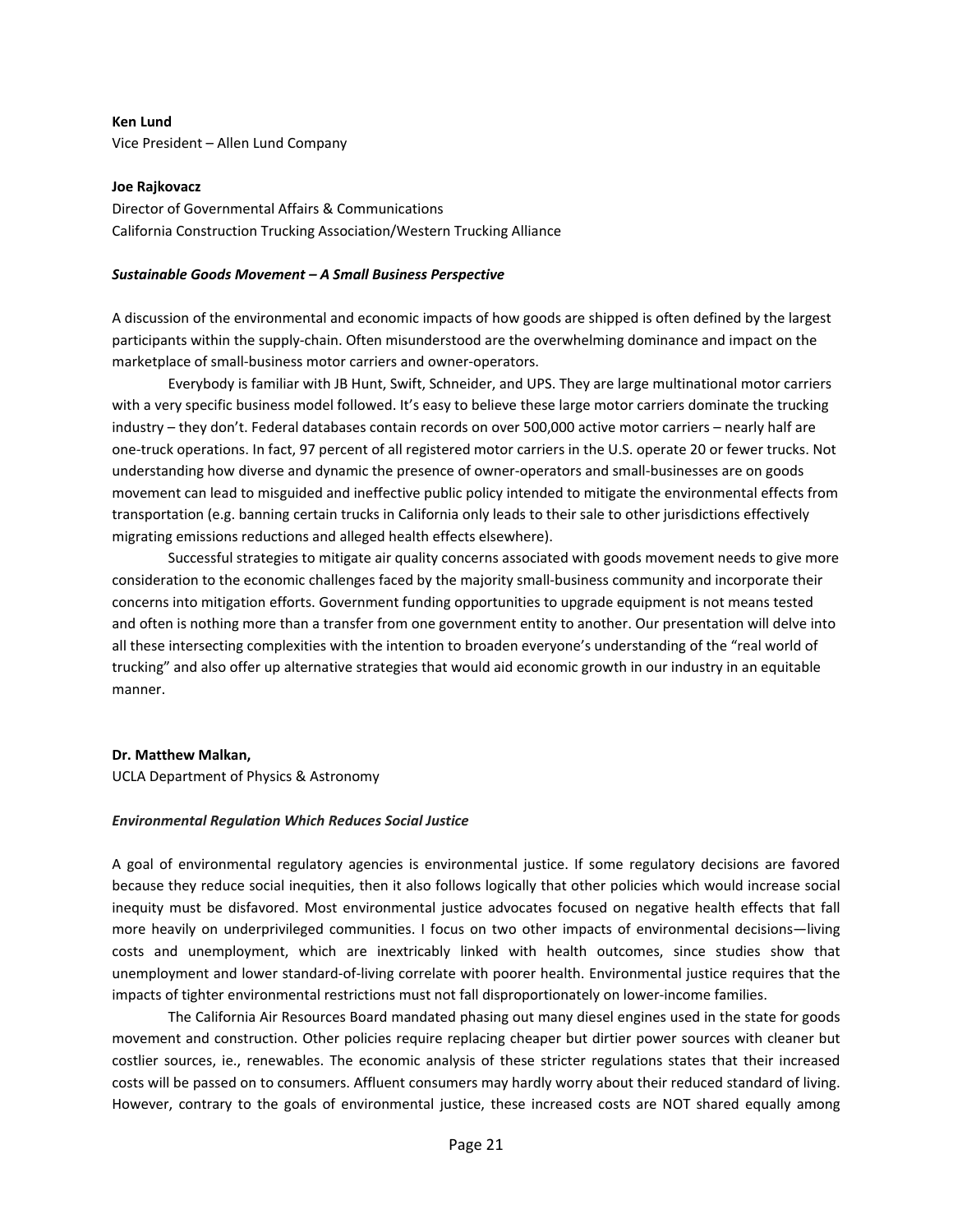**Ken Lund**
Vice President – Allen Lund Company

**Joe Rajkovacz**
Director of Governmental Affairs & Communications
California Construction Trucking Association/Western Trucking Alliance

***Sustainable Goods Movement – A Small Business Perspective***

A discussion of the environmental and economic impacts of how goods are shipped is often defined by the largest participants within the supply-chain. Often misunderstood are the overwhelming dominance and impact on the marketplace of small-business motor carriers and owner-operators.

Everybody is familiar with JB Hunt, Swift, Schneider, and UPS. They are large multinational motor carriers with a very specific business model followed. It's easy to believe these large motor carriers dominate the trucking industry – they don't. Federal databases contain records on over 500,000 active motor carriers – nearly half are one-truck operations. In fact, 97 percent of all registered motor carriers in the U.S. operate 20 or fewer trucks. Not understanding how diverse and dynamic the presence of owner-operators and small-businesses are on goods movement can lead to misguided and ineffective public policy intended to mitigate the environmental effects from transportation (e.g. banning certain trucks in California only leads to their sale to other jurisdictions effectively migrating emissions reductions and alleged health effects elsewhere).

Successful strategies to mitigate air quality concerns associated with goods movement needs to give more consideration to the economic challenges faced by the majority small-business community and incorporate their concerns into mitigation efforts. Government funding opportunities to upgrade equipment is not means tested and often is nothing more than a transfer from one government entity to another. Our presentation will delve into all these intersecting complexities with the intention to broaden everyone's understanding of the "real world of trucking" and also offer up alternative strategies that would aid economic growth in our industry in an equitable manner.

**Dr. Matthew Malkan,**
UCLA Department of Physics & Astronomy

***Environmental Regulation Which Reduces Social Justice***

A goal of environmental regulatory agencies is environmental justice. If some regulatory decisions are favored because they reduce social inequities, then it also follows logically that other policies which would increase social inequity must be disfavored. Most environmental justice advocates focused on negative health effects that fall more heavily on underprivileged communities. I focus on two other impacts of environmental decisions—living costs and unemployment, which are inextricably linked with health outcomes, since studies show that unemployment and lower standard-of-living correlate with poorer health. Environmental justice requires that the impacts of tighter environmental restrictions must not fall disproportionately on lower-income families.

The California Air Resources Board mandated phasing out many diesel engines used in the state for goods movement and construction. Other policies require replacing cheaper but dirtier power sources with cleaner but costlier sources, ie., renewables. The economic analysis of these stricter regulations states that their increased costs will be passed on to consumers. Affluent consumers may hardly worry about their reduced standard of living. However, contrary to the goals of environmental justice, these increased costs are NOT shared equally among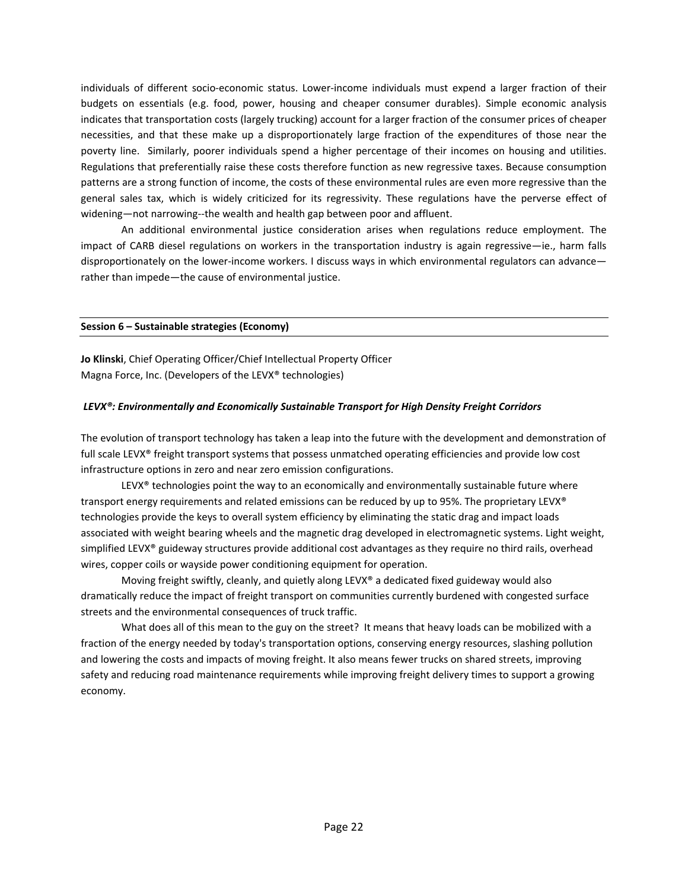individuals of different socio-economic status. Lower-income individuals must expend a larger fraction of their budgets on essentials (e.g. food, power, housing and cheaper consumer durables). Simple economic analysis indicates that transportation costs (largely trucking) account for a larger fraction of the consumer prices of cheaper necessities, and that these make up a disproportionately large fraction of the expenditures of those near the poverty line. Similarly, poorer individuals spend a higher percentage of their incomes on housing and utilities. Regulations that preferentially raise these costs therefore function as new regressive taxes. Because consumption patterns are a strong function of income, the costs of these environmental rules are even more regressive than the general sales tax, which is widely criticized for its regressivity. These regulations have the perverse effect of widening—not narrowing--the wealth and health gap between poor and affluent.

An additional environmental justice consideration arises when regulations reduce employment. The impact of CARB diesel regulations on workers in the transportation industry is again regressive—ie., harm falls disproportionately on the lower-income workers. I discuss ways in which environmental regulators can advance—rather than impede—the cause of environmental justice.

## Session 6 – Sustainable strategies (Economy)

**Jo Klinski**, Chief Operating Officer/Chief Intellectual Property Officer
Magna Force, Inc. (Developers of the LEVX® technologies)

### *LEVX®: Environmentally and Economically Sustainable Transport for High Density Freight Corridors*

The evolution of transport technology has taken a leap into the future with the development and demonstration of full scale LEVX® freight transport systems that possess unmatched operating efficiencies and provide low cost infrastructure options in zero and near zero emission configurations.

LEVX® technologies point the way to an economically and environmentally sustainable future where transport energy requirements and related emissions can be reduced by up to 95%. The proprietary LEVX® technologies provide the keys to overall system efficiency by eliminating the static drag and impact loads associated with weight bearing wheels and the magnetic drag developed in electromagnetic systems. Light weight, simplified LEVX® guideway structures provide additional cost advantages as they require no third rails, overhead wires, copper coils or wayside power conditioning equipment for operation.

Moving freight swiftly, cleanly, and quietly along LEVX® a dedicated fixed guideway would also dramatically reduce the impact of freight transport on communities currently burdened with congested surface streets and the environmental consequences of truck traffic.

What does all of this mean to the guy on the street? It means that heavy loads can be mobilized with a fraction of the energy needed by today's transportation options, conserving energy resources, slashing pollution and lowering the costs and impacts of moving freight. It also means fewer trucks on shared streets, improving safety and reducing road maintenance requirements while improving freight delivery times to support a growing economy.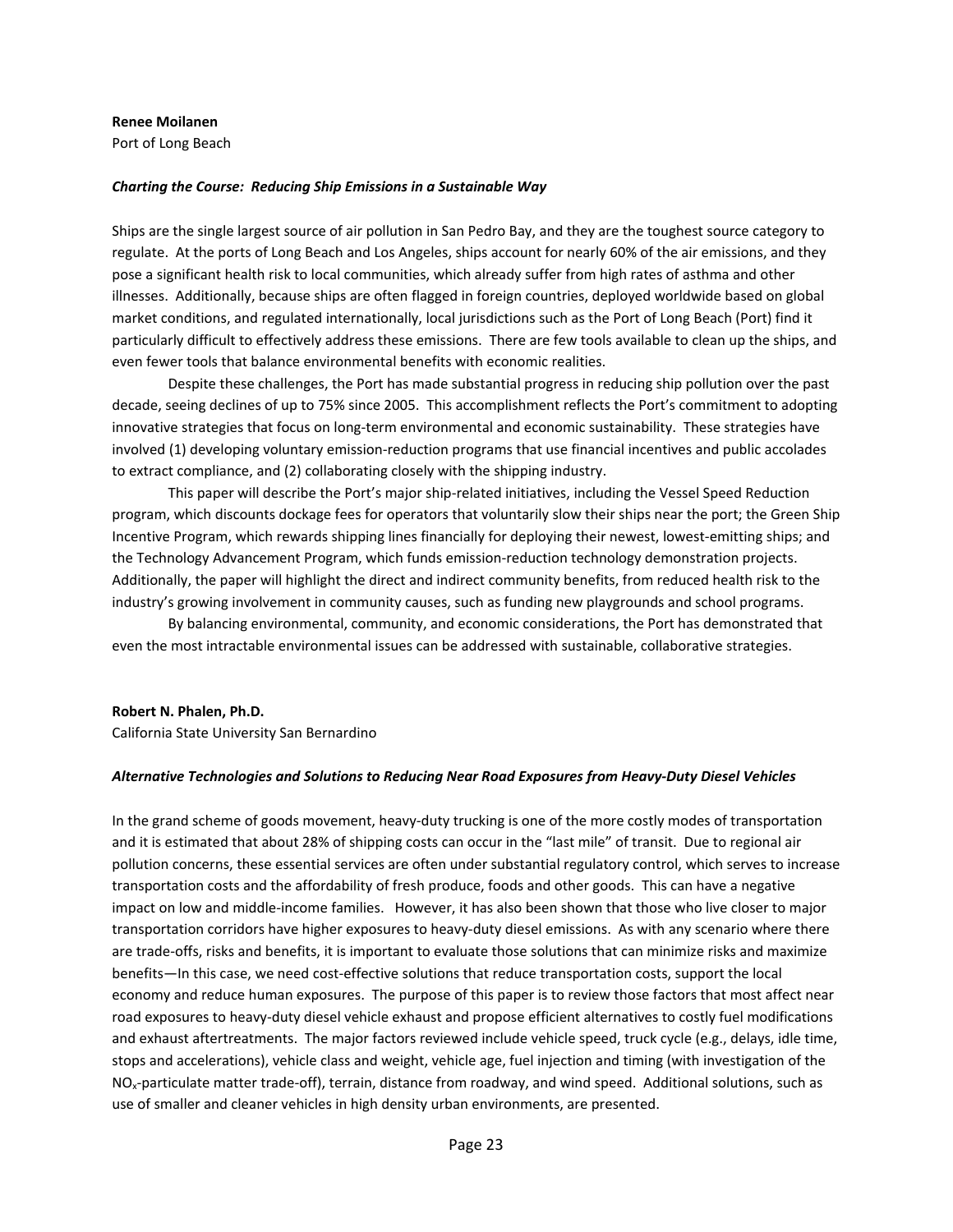**Renee Moilanen**
Port of Long Beach

***Charting the Course: Reducing Ship Emissions in a Sustainable Way***

Ships are the single largest source of air pollution in San Pedro Bay, and they are the toughest source category to regulate. At the ports of Long Beach and Los Angeles, ships account for nearly 60% of the air emissions, and they pose a significant health risk to local communities, which already suffer from high rates of asthma and other illnesses. Additionally, because ships are often flagged in foreign countries, deployed worldwide based on global market conditions, and regulated internationally, local jurisdictions such as the Port of Long Beach (Port) find it particularly difficult to effectively address these emissions. There are few tools available to clean up the ships, and even fewer tools that balance environmental benefits with economic realities.

Despite these challenges, the Port has made substantial progress in reducing ship pollution over the past decade, seeing declines of up to 75% since 2005. This accomplishment reflects the Port's commitment to adopting innovative strategies that focus on long-term environmental and economic sustainability. These strategies have involved (1) developing voluntary emission-reduction programs that use financial incentives and public accolades to extract compliance, and (2) collaborating closely with the shipping industry.

This paper will describe the Port's major ship-related initiatives, including the Vessel Speed Reduction program, which discounts dockage fees for operators that voluntarily slow their ships near the port; the Green Ship Incentive Program, which rewards shipping lines financially for deploying their newest, lowest-emitting ships; and the Technology Advancement Program, which funds emission-reduction technology demonstration projects. Additionally, the paper will highlight the direct and indirect community benefits, from reduced health risk to the industry's growing involvement in community causes, such as funding new playgrounds and school programs.

By balancing environmental, community, and economic considerations, the Port has demonstrated that even the most intractable environmental issues can be addressed with sustainable, collaborative strategies.

**Robert N. Phalen, Ph.D.**
California State University San Bernardino

***Alternative Technologies and Solutions to Reducing Near Road Exposures from Heavy-Duty Diesel Vehicles***

In the grand scheme of goods movement, heavy-duty trucking is one of the more costly modes of transportation and it is estimated that about 28% of shipping costs can occur in the "last mile" of transit. Due to regional air pollution concerns, these essential services are often under substantial regulatory control, which serves to increase transportation costs and the affordability of fresh produce, foods and other goods. This can have a negative impact on low and middle-income families. However, it has also been shown that those who live closer to major transportation corridors have higher exposures to heavy-duty diesel emissions. As with any scenario where there are trade-offs, risks and benefits, it is important to evaluate those solutions that can minimize risks and maximize benefits—In this case, we need cost-effective solutions that reduce transportation costs, support the local economy and reduce human exposures. The purpose of this paper is to review those factors that most affect near road exposures to heavy-duty diesel vehicle exhaust and propose efficient alternatives to costly fuel modifications and exhaust aftertreatments. The major factors reviewed include vehicle speed, truck cycle (e.g., delays, idle time, stops and accelerations), vehicle class and weight, vehicle age, fuel injection and timing (with investigation of the $NO_x$-particulate matter trade-off), terrain, distance from roadway, and wind speed. Additional solutions, such as use of smaller and cleaner vehicles in high density urban environments, are presented.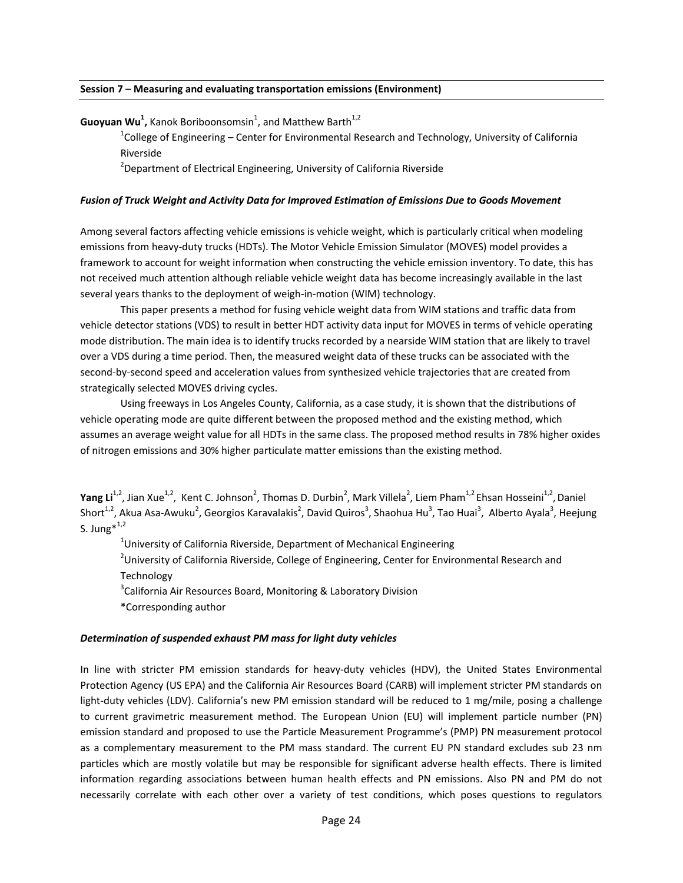**Session 7 – Measuring and evaluating transportation emissions (Environment)**

**Guoyuan Wu**[1], Kanok Boriboonsomsin[1], and Matthew Barth[1,2]

[1]College of Engineering – Center for Environmental Research and Technology, University of California Riverside

[2]Department of Electrical Engineering, University of California Riverside

***Fusion of Truck Weight and Activity Data for Improved Estimation of Emissions Due to Goods Movement***

Among several factors affecting vehicle emissions is vehicle weight, which is particularly critical when modeling emissions from heavy-duty trucks (HDTs). The Motor Vehicle Emission Simulator (MOVES) model provides a framework to account for weight information when constructing the vehicle emission inventory. To date, this has not received much attention although reliable vehicle weight data has become increasingly available in the last several years thanks to the deployment of weigh-in-motion (WIM) technology.

This paper presents a method for fusing vehicle weight data from WIM stations and traffic data from vehicle detector stations (VDS) to result in better HDT activity data input for MOVES in terms of vehicle operating mode distribution. The main idea is to identify trucks recorded by a nearside WIM station that are likely to travel over a VDS during a time period. Then, the measured weight data of these trucks can be associated with the second-by-second speed and acceleration values from synthesized vehicle trajectories that are created from strategically selected MOVES driving cycles.

Using freeways in Los Angeles County, California, as a case study, it is shown that the distributions of vehicle operating mode are quite different between the proposed method and the existing method, which assumes an average weight value for all HDTs in the same class. The proposed method results in 78% higher oxides of nitrogen emissions and 30% higher particulate matter emissions than the existing method.

**Yang Li**[1,2], Jian Xue[1,2], Kent C. Johnson[2], Thomas D. Durbin[2], Mark Villela[2], Liem Pham[1,2] Ehsan Hosseini[1,2], Daniel Short[1,2], Akua Asa-Awuku[2], Georgios Karavalakis[2], David Quiros[3], Shaohua Hu[3], Tao Huai[3], Alberto Ayala[3], Heejung S. Jung*[1,2]

[1]University of California Riverside, Department of Mechanical Engineering

[2]University of California Riverside, College of Engineering, Center for Environmental Research and Technology

[3]California Air Resources Board, Monitoring & Laboratory Division

*Corresponding author

***Determination of suspended exhaust PM mass for light duty vehicles***

In line with stricter PM emission standards for heavy-duty vehicles (HDV), the United States Environmental Protection Agency (US EPA) and the California Air Resources Board (CARB) will implement stricter PM standards on light-duty vehicles (LDV). California's new PM emission standard will be reduced to 1 mg/mile, posing a challenge to current gravimetric measurement method. The European Union (EU) will implement particle number (PN) emission standard and proposed to use the Particle Measurement Programme's (PMP) PN measurement protocol as a complementary measurement to the PM mass standard. The current EU PN standard excludes sub 23 nm particles which are mostly volatile but may be responsible for significant adverse health effects. There is limited information regarding associations between human health effects and PN emissions. Also PN and PM do not necessarily correlate with each other over a variety of test conditions, which poses questions to regulators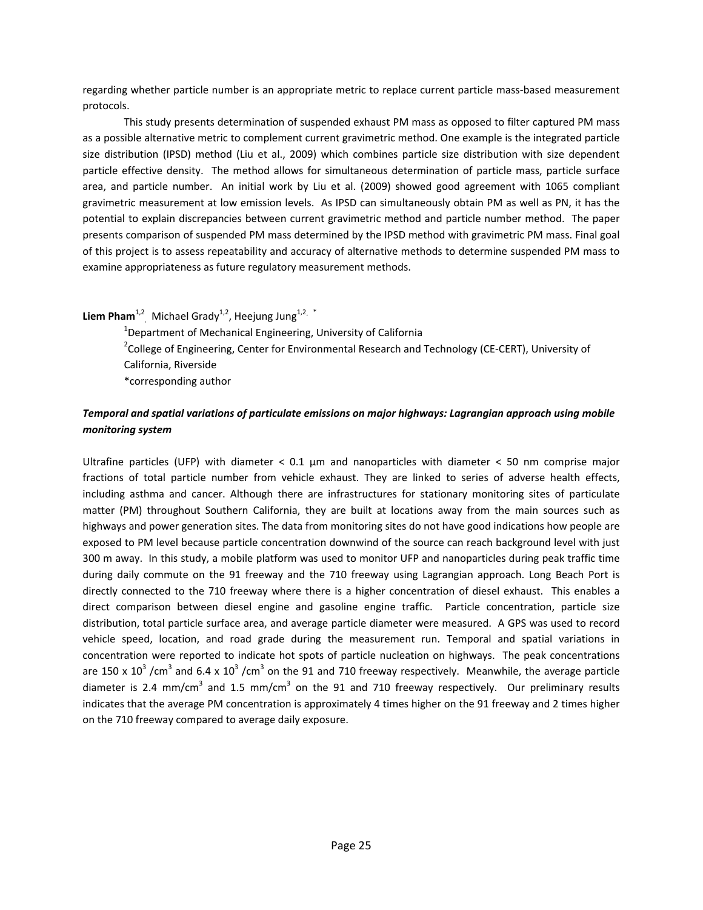regarding whether particle number is an appropriate metric to replace current particle mass-based measurement protocols.

This study presents determination of suspended exhaust PM mass as opposed to filter captured PM mass as a possible alternative metric to complement current gravimetric method. One example is the integrated particle size distribution (IPSD) method (Liu et al., 2009) which combines particle size distribution with size dependent particle effective density. The method allows for simultaneous determination of particle mass, particle surface area, and particle number. An initial work by Liu et al. (2009) showed good agreement with 1065 compliant gravimetric measurement at low emission levels. As IPSD can simultaneously obtain PM as well as PN, it has the potential to explain discrepancies between current gravimetric method and particle number method. The paper presents comparison of suspended PM mass determined by the IPSD method with gravimetric PM mass. Final goal of this project is to assess repeatability and accuracy of alternative methods to determine suspended PM mass to examine appropriateness as future regulatory measurement methods.

**Liem Pham**[1,2], Michael Grady[1,2], Heejung Jung[1,2,*]

[1]Department of Mechanical Engineering, University of California

[2]College of Engineering, Center for Environmental Research and Technology (CE-CERT), University of California, Riverside

*corresponding author

***Temporal and spatial variations of particulate emissions on major highways: Lagrangian approach using mobile monitoring system***

Ultrafine particles (UFP) with diameter < 0.1 µm and nanoparticles with diameter < 50 nm comprise major fractions of total particle number from vehicle exhaust. They are linked to series of adverse health effects, including asthma and cancer. Although there are infrastructures for stationary monitoring sites of particulate matter (PM) throughout Southern California, they are built at locations away from the main sources such as highways and power generation sites. The data from monitoring sites do not have good indications how people are exposed to PM level because particle concentration downwind of the source can reach background level with just 300 m away. In this study, a mobile platform was used to monitor UFP and nanoparticles during peak traffic time during daily commute on the 91 freeway and the 710 freeway using Lagrangian approach. Long Beach Port is directly connected to the 710 freeway where there is a higher concentration of diesel exhaust. This enables a direct comparison between diesel engine and gasoline engine traffic. Particle concentration, particle size distribution, total particle surface area, and average particle diameter were measured. A GPS was used to record vehicle speed, location, and road grade during the measurement run. Temporal and spatial variations in concentration were reported to indicate hot spots of particle nucleation on highways. The peak concentrations are $150 \times 10^3$ /cm$^3$ and $6.4 \times 10^3$ /cm$^3$ on the 91 and 710 freeway respectively. Meanwhile, the average particle diameter is 2.4 mm/cm$^3$ and 1.5 mm/cm$^3$ on the 91 and 710 freeway respectively. Our preliminary results indicates that the average PM concentration is approximately 4 times higher on the 91 freeway and 2 times higher on the 710 freeway compared to average daily exposure.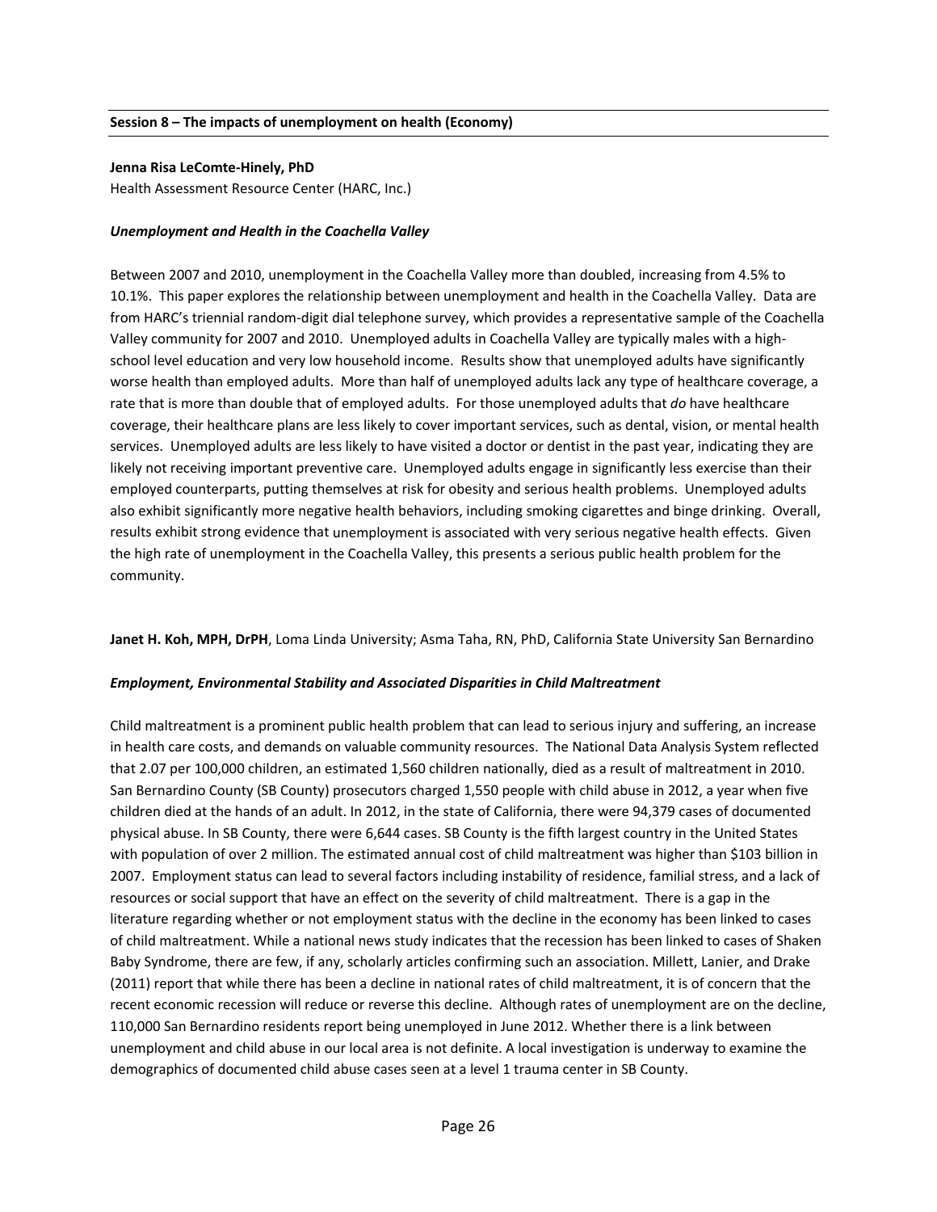## Session 8 – The impacts of unemployment on health (Economy)

**Jenna Risa LeComte-Hinely, PhD**
Health Assessment Resource Center (HARC, Inc.)

***Unemployment and Health in the Coachella Valley***

Between 2007 and 2010, unemployment in the Coachella Valley more than doubled, increasing from 4.5% to 10.1%. This paper explores the relationship between unemployment and health in the Coachella Valley. Data are from HARC's triennial random-digit dial telephone survey, which provides a representative sample of the Coachella Valley community for 2007 and 2010. Unemployed adults in Coachella Valley are typically males with a high-school level education and very low household income. Results show that unemployed adults have significantly worse health than employed adults. More than half of unemployed adults lack any type of healthcare coverage, a rate that is more than double that of employed adults. For those unemployed adults that *do* have healthcare coverage, their healthcare plans are less likely to cover important services, such as dental, vision, or mental health services. Unemployed adults are less likely to have visited a doctor or dentist in the past year, indicating they are likely not receiving important preventive care. Unemployed adults engage in significantly less exercise than their employed counterparts, putting themselves at risk for obesity and serious health problems. Unemployed adults also exhibit significantly more negative health behaviors, including smoking cigarettes and binge drinking. Overall, results exhibit strong evidence that unemployment is associated with very serious negative health effects. Given the high rate of unemployment in the Coachella Valley, this presents a serious public health problem for the community.

**Janet H. Koh, MPH, DrPH**, Loma Linda University; Asma Taha, RN, PhD, California State University San Bernardino

***Employment, Environmental Stability and Associated Disparities in Child Maltreatment***

Child maltreatment is a prominent public health problem that can lead to serious injury and suffering, an increase in health care costs, and demands on valuable community resources. The National Data Analysis System reflected that 2.07 per 100,000 children, an estimated 1,560 children nationally, died as a result of maltreatment in 2010. San Bernardino County (SB County) prosecutors charged 1,550 people with child abuse in 2012, a year when five children died at the hands of an adult. In 2012, in the state of California, there were 94,379 cases of documented physical abuse. In SB County, there were 6,644 cases. SB County is the fifth largest country in the United States with population of over 2 million. The estimated annual cost of child maltreatment was higher than $103 billion in 2007. Employment status can lead to several factors including instability of residence, familial stress, and a lack of resources or social support that have an effect on the severity of child maltreatment. There is a gap in the literature regarding whether or not employment status with the decline in the economy has been linked to cases of child maltreatment. While a national news study indicates that the recession has been linked to cases of Shaken Baby Syndrome, there are few, if any, scholarly articles confirming such an association. Millett, Lanier, and Drake (2011) report that while there has been a decline in national rates of child maltreatment, it is of concern that the recent economic recession will reduce or reverse this decline. Although rates of unemployment are on the decline, 110,000 San Bernardino residents report being unemployed in June 2012. Whether there is a link between unemployment and child abuse in our local area is not definite. A local investigation is underway to examine the demographics of documented child abuse cases seen at a level 1 trauma center in SB County.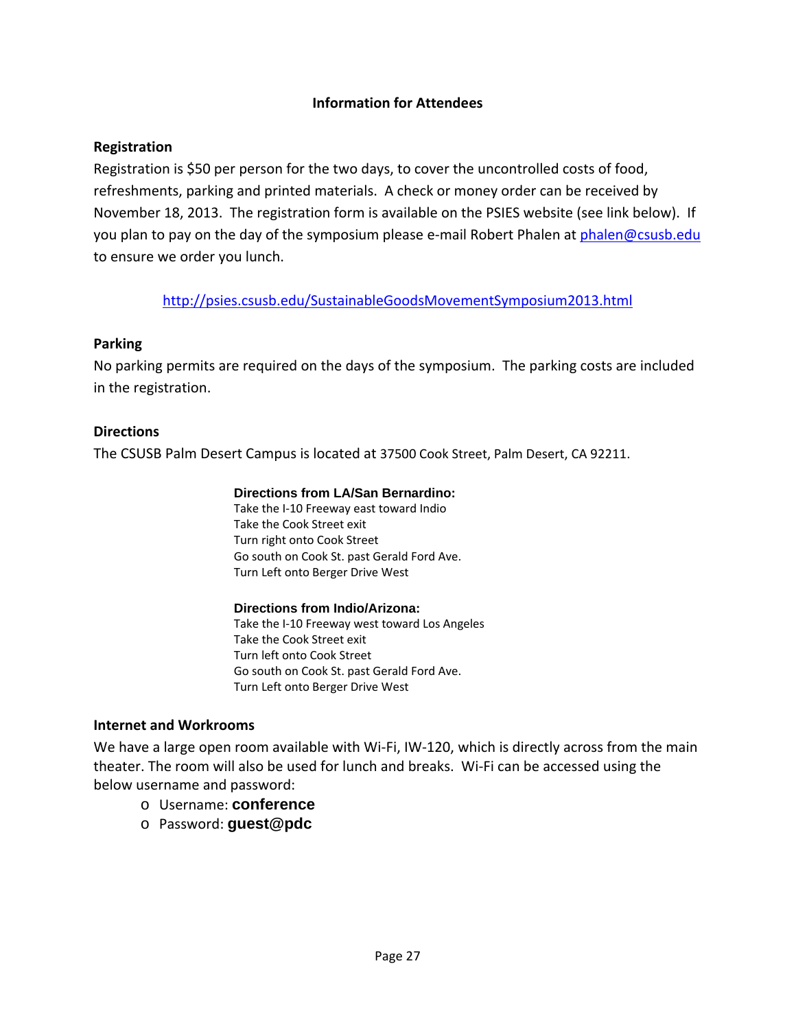## Information for Attendees

### Registration

Registration is $50 per person for the two days, to cover the uncontrolled costs of food, refreshments, parking and printed materials. A check or money order can be received by November 18, 2013. The registration form is available on the PSIES website (see link below). If you plan to pay on the day of the symposium please e-mail Robert Phalen at phalen@csusb.edu to ensure we order you lunch.

http://psies.csusb.edu/SustainableGoodsMovementSymposium2013.html

### Parking

No parking permits are required on the days of the symposium. The parking costs are included in the registration.

### Directions

The CSUSB Palm Desert Campus is located at 37500 Cook Street, Palm Desert, CA 92211.

**Directions from LA/San Bernardino:**

Take the I-10 Freeway east toward Indio
Take the Cook Street exit
Turn right onto Cook Street
Go south on Cook St. past Gerald Ford Ave.
Turn Left onto Berger Drive West

**Directions from Indio/Arizona:**

Take the I-10 Freeway west toward Los Angeles
Take the Cook Street exit
Turn left onto Cook Street
Go south on Cook St. past Gerald Ford Ave.
Turn Left onto Berger Drive West

### Internet and Workrooms

We have a large open room available with Wi-Fi, IW-120, which is directly across from the main theater. The room will also be used for lunch and breaks. Wi-Fi can be accessed using the below username and password:

- Username: **conference**
- Password: **guest@pdc**